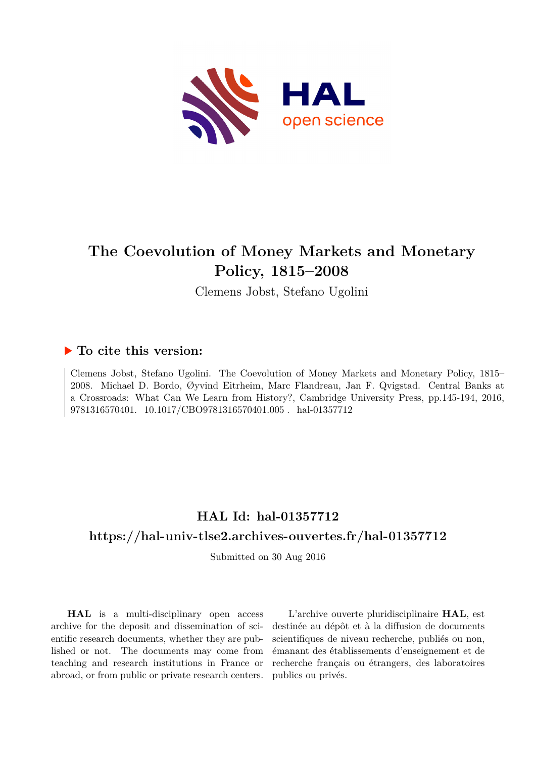# The Coevolution of Money Markets and Monetary Policy, 1815–2008

Clemens Jobst, Stefano Ugolini

## ▶ To cite this version:

Clemens Jobst, Stefano Ugolini. The Coevolution of Money Markets and Monetary Policy, 1815–2008. Michael D. Bordo, Øyvind Eitrheim, Marc Flandreau, Jan F. Qvigstad. Central Banks at a Crossroads: What Can We Learn from History?, Cambridge University Press, pp.145-194, 2016, 9781316570401. 10.1017/CBO9781316570401.005 . hal-01357712

## HAL Id: hal-01357712

## https://hal-univ-tlse2.archives-ouvertes.fr/hal-01357712

Submitted on 30 Aug 2016

**HAL** is a multi-disciplinary open access archive for the deposit and dissemination of scientific research documents, whether they are published or not. The documents may come from teaching and research institutions in France or abroad, or from public or private research centers.

L'archive ouverte pluridisciplinaire **HAL**, est destinée au dépôt et à la diffusion de documents scientifiques de niveau recherche, publiés ou non, émanant des établissements d'enseignement et de recherche français ou étrangers, des laboratoires publics ou privés.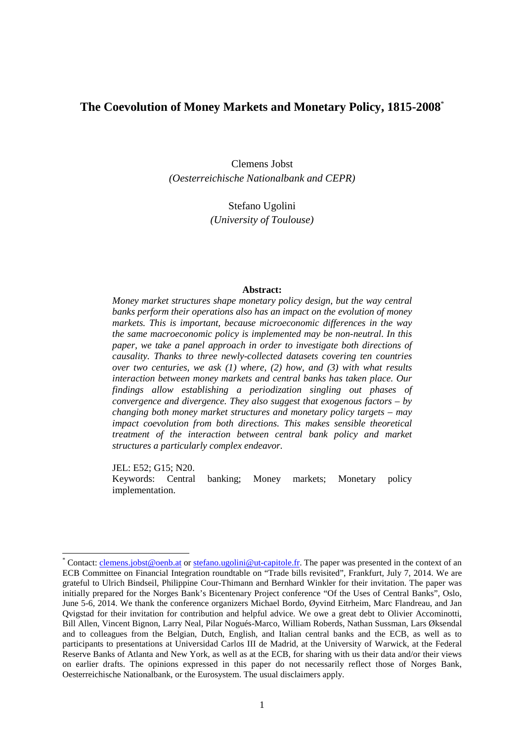# The Coevolution of Money Markets and Monetary Policy, 1815-2008[*]

Clemens Jobst
*(Oesterreichische Nationalbank and CEPR)*

Stefano Ugolini
*(University of Toulouse)*

**Abstract:**

*Money market structures shape monetary policy design, but the way central banks perform their operations also has an impact on the evolution of money markets. This is important, because microeconomic differences in the way the same macroeconomic policy is implemented may be non-neutral. In this paper, we take a panel approach in order to investigate both directions of causality. Thanks to three newly-collected datasets covering ten countries over two centuries, we ask (1) where, (2) how, and (3) with what results interaction between money markets and central banks has taken place. Our findings allow establishing a periodization singling out phases of convergence and divergence. They also suggest that exogenous factors – by changing both money market structures and monetary policy targets – may impact coevolution from both directions. This makes sensible theoretical treatment of the interaction between central bank policy and market structures a particularly complex endeavor.*

JEL: E52; G15; N20.
Keywords: Central banking; Money markets; Monetary policy implementation.

---

[*] Contact: clemens.jobst@oenb.at or stefano.ugolini@ut-capitole.fr. The paper was presented in the context of an ECB Committee on Financial Integration roundtable on "Trade bills revisited", Frankfurt, July 7, 2014. We are grateful to Ulrich Bindseil, Philippine Cour-Thimann and Bernhard Winkler for their invitation. The paper was initially prepared for the Norges Bank's Bicentenary Project conference "Of the Uses of Central Banks", Oslo, June 5-6, 2014. We thank the conference organizers Michael Bordo, Øyvind Eitrheim, Marc Flandreau, and Jan Qvigstad for their invitation for contribution and helpful advice. We owe a great debt to Olivier Accominotti, Bill Allen, Vincent Bignon, Larry Neal, Pilar Nogués-Marco, William Roberds, Nathan Sussman, Lars Øksendal and to colleagues from the Belgian, Dutch, English, and Italian central banks and the ECB, as well as to participants to presentations at Universidad Carlos III de Madrid, at the University of Warwick, at the Federal Reserve Banks of Atlanta and New York, as well as at the ECB, for sharing with us their data and/or their views on earlier drafts. The opinions expressed in this paper do not necessarily reflect those of Norges Bank, Oesterreichische Nationalbank, or the Eurosystem. The usual disclaimers apply.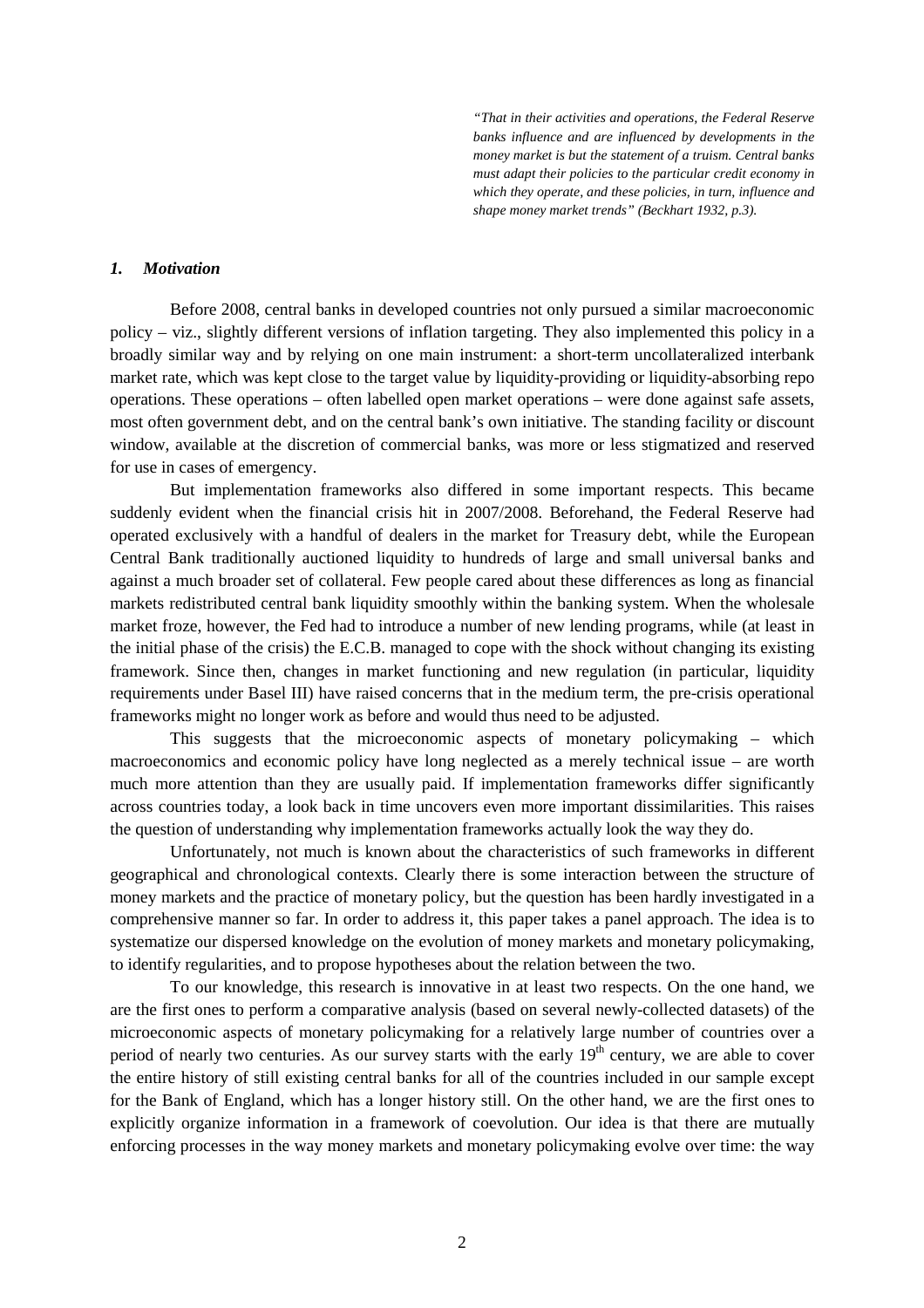> *"That in their activities and operations, the Federal Reserve banks influence and are influenced by developments in the money market is but the statement of a truism. Central banks must adapt their policies to the particular credit economy in which they operate, and these policies, in turn, influence and shape money market trends" (Beckhart 1932, p.3).*

### *1. Motivation*

Before 2008, central banks in developed countries not only pursued a similar macroeconomic policy – viz., slightly different versions of inflation targeting. They also implemented this policy in a broadly similar way and by relying on one main instrument: a short-term uncollateralized interbank market rate, which was kept close to the target value by liquidity-providing or liquidity-absorbing repo operations. These operations – often labelled open market operations – were done against safe assets, most often government debt, and on the central bank's own initiative. The standing facility or discount window, available at the discretion of commercial banks, was more or less stigmatized and reserved for use in cases of emergency.

But implementation frameworks also differed in some important respects. This became suddenly evident when the financial crisis hit in 2007/2008. Beforehand, the Federal Reserve had operated exclusively with a handful of dealers in the market for Treasury debt, while the European Central Bank traditionally auctioned liquidity to hundreds of large and small universal banks and against a much broader set of collateral. Few people cared about these differences as long as financial markets redistributed central bank liquidity smoothly within the banking system. When the wholesale market froze, however, the Fed had to introduce a number of new lending programs, while (at least in the initial phase of the crisis) the E.C.B. managed to cope with the shock without changing its existing framework. Since then, changes in market functioning and new regulation (in particular, liquidity requirements under Basel III) have raised concerns that in the medium term, the pre-crisis operational frameworks might no longer work as before and would thus need to be adjusted.

This suggests that the microeconomic aspects of monetary policymaking – which macroeconomics and economic policy have long neglected as a merely technical issue – are worth much more attention than they are usually paid. If implementation frameworks differ significantly across countries today, a look back in time uncovers even more important dissimilarities. This raises the question of understanding why implementation frameworks actually look the way they do.

Unfortunately, not much is known about the characteristics of such frameworks in different geographical and chronological contexts. Clearly there is some interaction between the structure of money markets and the practice of monetary policy, but the question has been hardly investigated in a comprehensive manner so far. In order to address it, this paper takes a panel approach. The idea is to systematize our dispersed knowledge on the evolution of money markets and monetary policymaking, to identify regularities, and to propose hypotheses about the relation between the two.

To our knowledge, this research is innovative in at least two respects. On the one hand, we are the first ones to perform a comparative analysis (based on several newly-collected datasets) of the microeconomic aspects of monetary policymaking for a relatively large number of countries over a period of nearly two centuries. As our survey starts with the early 19th century, we are able to cover the entire history of still existing central banks for all of the countries included in our sample except for the Bank of England, which has a longer history still. On the other hand, we are the first ones to explicitly organize information in a framework of coevolution. Our idea is that there are mutually enforcing processes in the way money markets and monetary policymaking evolve over time: the way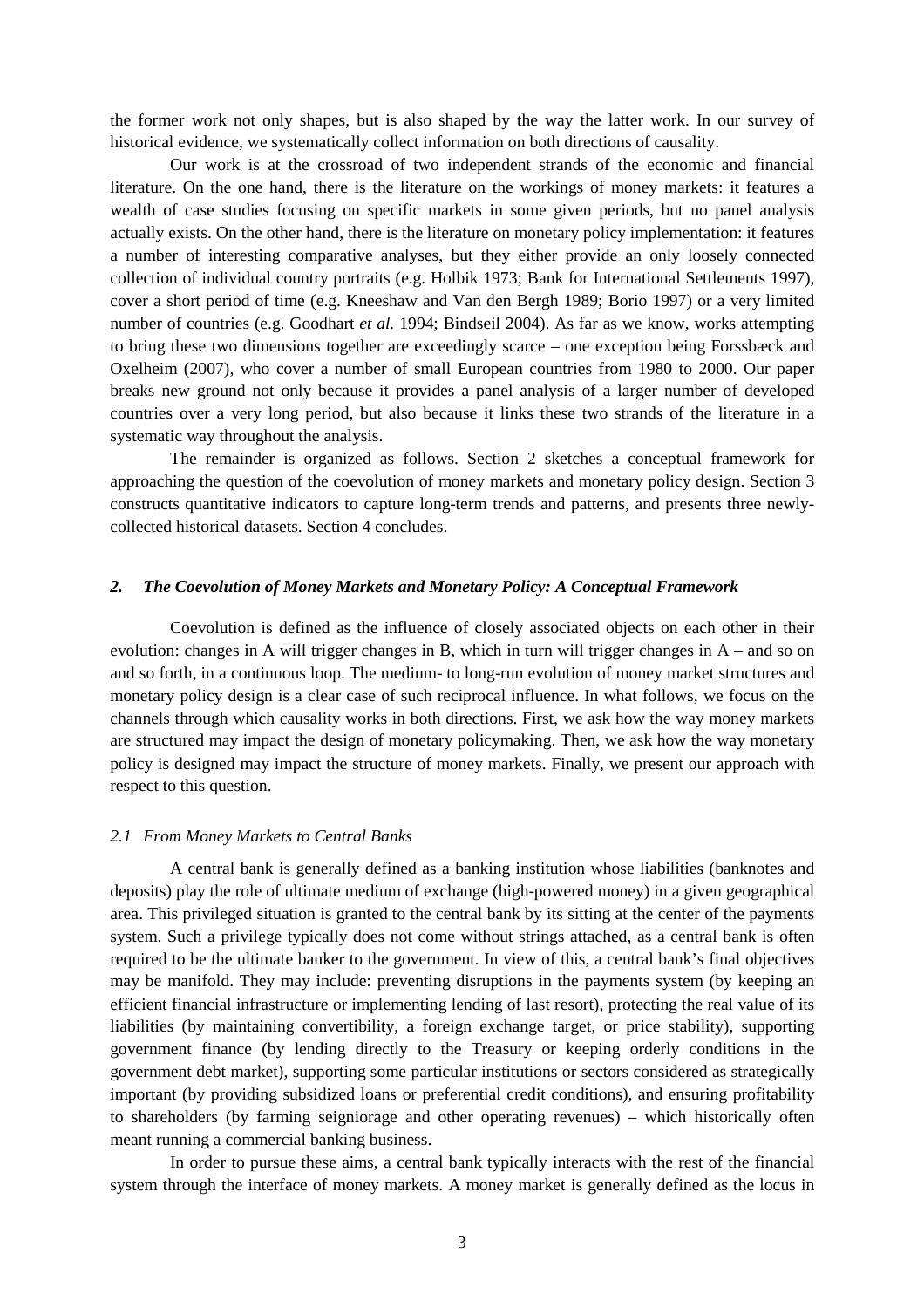the former work not only shapes, but is also shaped by the way the latter work. In our survey of historical evidence, we systematically collect information on both directions of causality.

Our work is at the crossroad of two independent strands of the economic and financial literature. On the one hand, there is the literature on the workings of money markets: it features a wealth of case studies focusing on specific markets in some given periods, but no panel analysis actually exists. On the other hand, there is the literature on monetary policy implementation: it features a number of interesting comparative analyses, but they either provide an only loosely connected collection of individual country portraits (e.g. Holbik 1973; Bank for International Settlements 1997), cover a short period of time (e.g. Kneeshaw and Van den Bergh 1989; Borio 1997) or a very limited number of countries (e.g. Goodhart *et al.* 1994; Bindseil 2004). As far as we know, works attempting to bring these two dimensions together are exceedingly scarce – one exception being Forssbæck and Oxelheim (2007), who cover a number of small European countries from 1980 to 2000. Our paper breaks new ground not only because it provides a panel analysis of a larger number of developed countries over a very long period, but also because it links these two strands of the literature in a systematic way throughout the analysis.

The remainder is organized as follows. Section 2 sketches a conceptual framework for approaching the question of the coevolution of money markets and monetary policy design. Section 3 constructs quantitative indicators to capture long-term trends and patterns, and presents three newly-collected historical datasets. Section 4 concludes.

## *2. The Coevolution of Money Markets and Monetary Policy: A Conceptual Framework*

Coevolution is defined as the influence of closely associated objects on each other in their evolution: changes in A will trigger changes in B, which in turn will trigger changes in A – and so on and so forth, in a continuous loop. The medium- to long-run evolution of money market structures and monetary policy design is a clear case of such reciprocal influence. In what follows, we focus on the channels through which causality works in both directions. First, we ask how the way money markets are structured may impact the design of monetary policymaking. Then, we ask how the way monetary policy is designed may impact the structure of money markets. Finally, we present our approach with respect to this question.

### *2.1 From Money Markets to Central Banks*

A central bank is generally defined as a banking institution whose liabilities (banknotes and deposits) play the role of ultimate medium of exchange (high-powered money) in a given geographical area. This privileged situation is granted to the central bank by its sitting at the center of the payments system. Such a privilege typically does not come without strings attached, as a central bank is often required to be the ultimate banker to the government. In view of this, a central bank's final objectives may be manifold. They may include: preventing disruptions in the payments system (by keeping an efficient financial infrastructure or implementing lending of last resort), protecting the real value of its liabilities (by maintaining convertibility, a foreign exchange target, or price stability), supporting government finance (by lending directly to the Treasury or keeping orderly conditions in the government debt market), supporting some particular institutions or sectors considered as strategically important (by providing subsidized loans or preferential credit conditions), and ensuring profitability to shareholders (by farming seigniorage and other operating revenues) – which historically often meant running a commercial banking business.

In order to pursue these aims, a central bank typically interacts with the rest of the financial system through the interface of money markets. A money market is generally defined as the locus in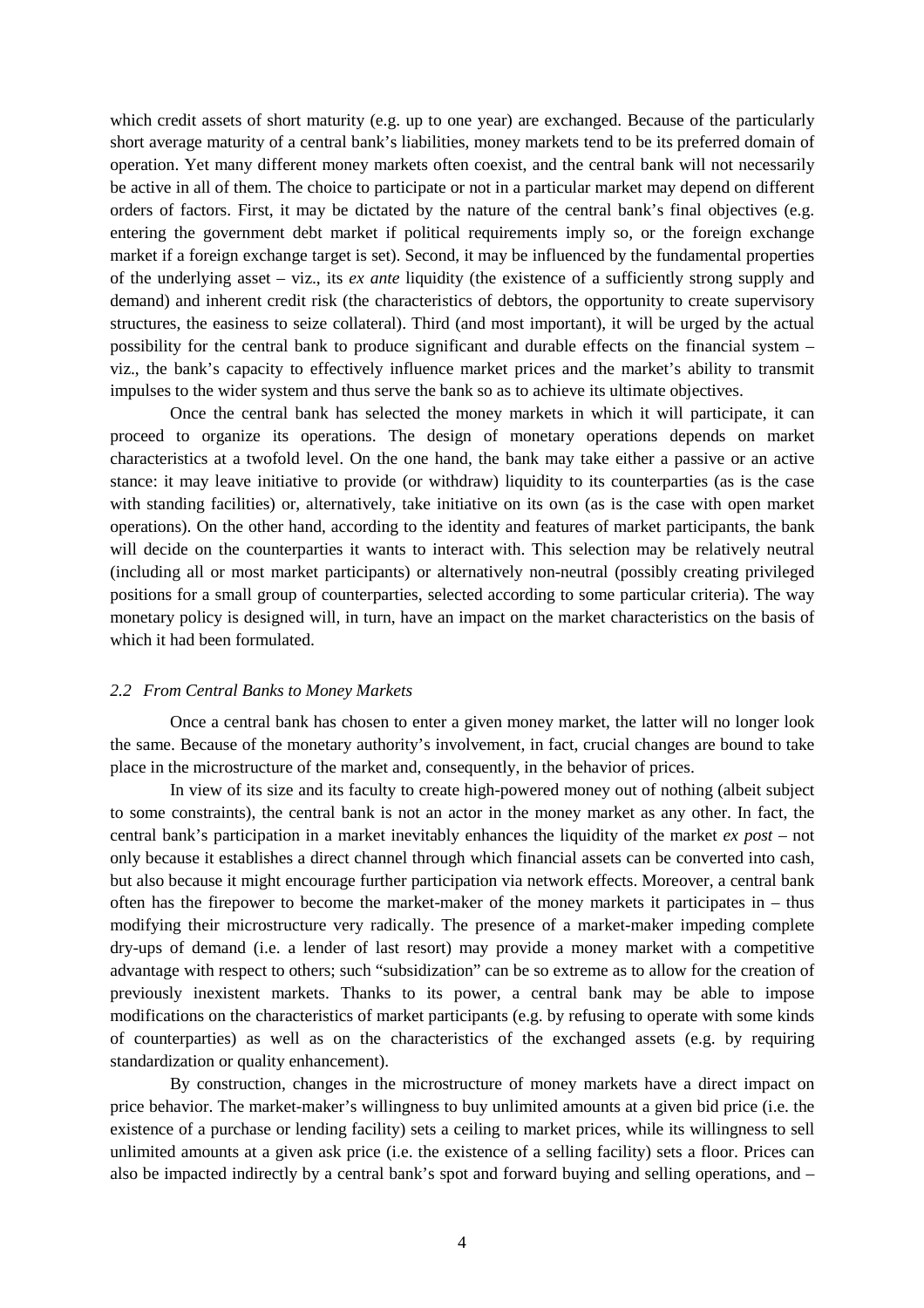which credit assets of short maturity (e.g. up to one year) are exchanged. Because of the particularly short average maturity of a central bank's liabilities, money markets tend to be its preferred domain of operation. Yet many different money markets often coexist, and the central bank will not necessarily be active in all of them. The choice to participate or not in a particular market may depend on different orders of factors. First, it may be dictated by the nature of the central bank's final objectives (e.g. entering the government debt market if political requirements imply so, or the foreign exchange market if a foreign exchange target is set). Second, it may be influenced by the fundamental properties of the underlying asset – viz., its *ex ante* liquidity (the existence of a sufficiently strong supply and demand) and inherent credit risk (the characteristics of debtors, the opportunity to create supervisory structures, the easiness to seize collateral). Third (and most important), it will be urged by the actual possibility for the central bank to produce significant and durable effects on the financial system – viz., the bank's capacity to effectively influence market prices and the market's ability to transmit impulses to the wider system and thus serve the bank so as to achieve its ultimate objectives.

Once the central bank has selected the money markets in which it will participate, it can proceed to organize its operations. The design of monetary operations depends on market characteristics at a twofold level. On the one hand, the bank may take either a passive or an active stance: it may leave initiative to provide (or withdraw) liquidity to its counterparties (as is the case with standing facilities) or, alternatively, take initiative on its own (as is the case with open market operations). On the other hand, according to the identity and features of market participants, the bank will decide on the counterparties it wants to interact with. This selection may be relatively neutral (including all or most market participants) or alternatively non-neutral (possibly creating privileged positions for a small group of counterparties, selected according to some particular criteria). The way monetary policy is designed will, in turn, have an impact on the market characteristics on the basis of which it had been formulated.

### *2.2 From Central Banks to Money Markets*

Once a central bank has chosen to enter a given money market, the latter will no longer look the same. Because of the monetary authority's involvement, in fact, crucial changes are bound to take place in the microstructure of the market and, consequently, in the behavior of prices.

In view of its size and its faculty to create high-powered money out of nothing (albeit subject to some constraints), the central bank is not an actor in the money market as any other. In fact, the central bank's participation in a market inevitably enhances the liquidity of the market *ex post* – not only because it establishes a direct channel through which financial assets can be converted into cash, but also because it might encourage further participation via network effects. Moreover, a central bank often has the firepower to become the market-maker of the money markets it participates in – thus modifying their microstructure very radically. The presence of a market-maker impeding complete dry-ups of demand (i.e. a lender of last resort) may provide a money market with a competitive advantage with respect to others; such "subsidization" can be so extreme as to allow for the creation of previously inexistent markets. Thanks to its power, a central bank may be able to impose modifications on the characteristics of market participants (e.g. by refusing to operate with some kinds of counterparties) as well as on the characteristics of the exchanged assets (e.g. by requiring standardization or quality enhancement).

By construction, changes in the microstructure of money markets have a direct impact on price behavior. The market-maker's willingness to buy unlimited amounts at a given bid price (i.e. the existence of a purchase or lending facility) sets a ceiling to market prices, while its willingness to sell unlimited amounts at a given ask price (i.e. the existence of a selling facility) sets a floor. Prices can also be impacted indirectly by a central bank's spot and forward buying and selling operations, and –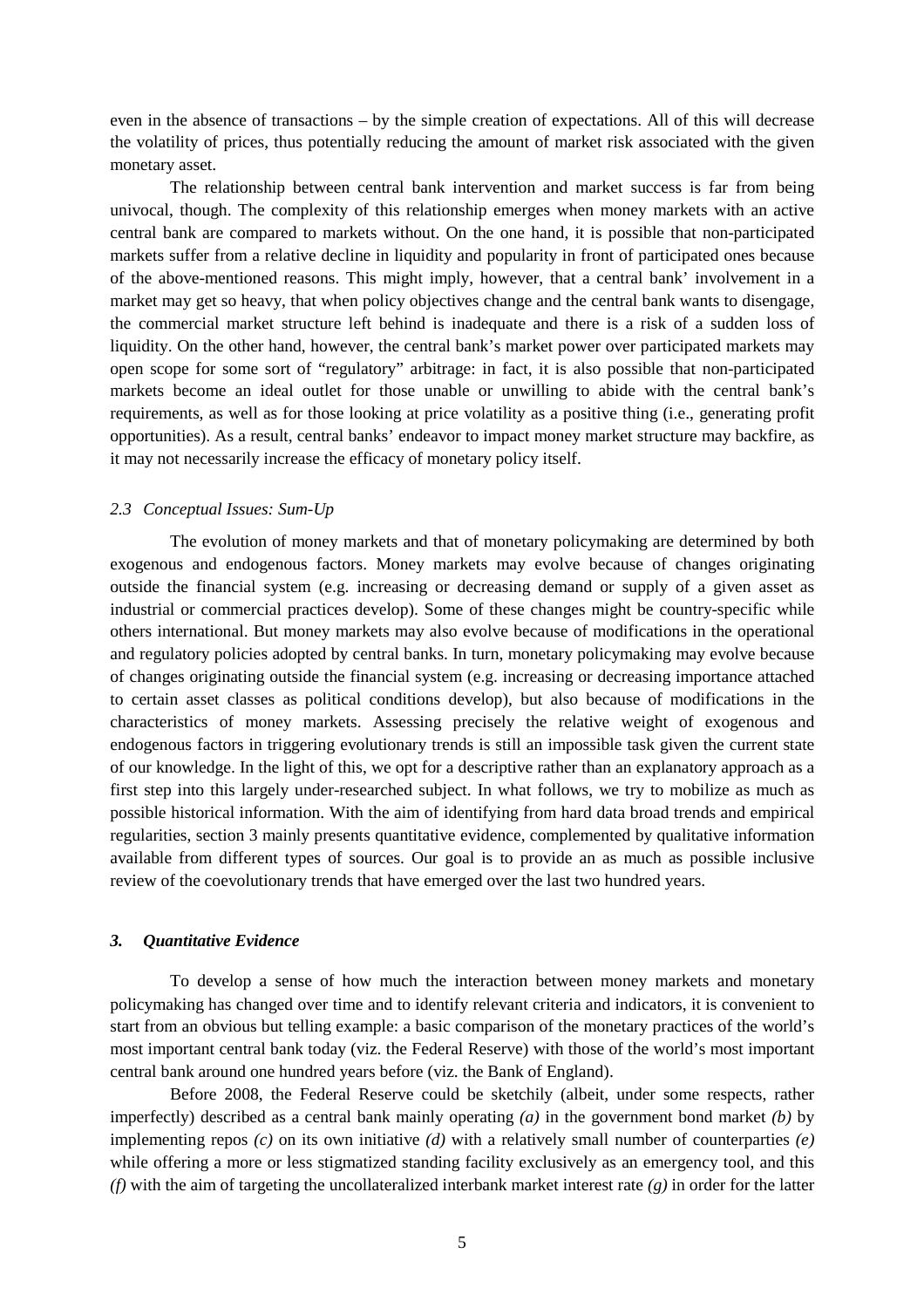even in the absence of transactions – by the simple creation of expectations. All of this will decrease the volatility of prices, thus potentially reducing the amount of market risk associated with the given monetary asset.

The relationship between central bank intervention and market success is far from being univocal, though. The complexity of this relationship emerges when money markets with an active central bank are compared to markets without. On the one hand, it is possible that non-participated markets suffer from a relative decline in liquidity and popularity in front of participated ones because of the above-mentioned reasons. This might imply, however, that a central bank' involvement in a market may get so heavy, that when policy objectives change and the central bank wants to disengage, the commercial market structure left behind is inadequate and there is a risk of a sudden loss of liquidity. On the other hand, however, the central bank's market power over participated markets may open scope for some sort of "regulatory" arbitrage: in fact, it is also possible that non-participated markets become an ideal outlet for those unable or unwilling to abide with the central bank's requirements, as well as for those looking at price volatility as a positive thing (i.e., generating profit opportunities). As a result, central banks' endeavor to impact money market structure may backfire, as it may not necessarily increase the efficacy of monetary policy itself.

### *2.3 Conceptual Issues: Sum-Up*

The evolution of money markets and that of monetary policymaking are determined by both exogenous and endogenous factors. Money markets may evolve because of changes originating outside the financial system (e.g. increasing or decreasing demand or supply of a given asset as industrial or commercial practices develop). Some of these changes might be country-specific while others international. But money markets may also evolve because of modifications in the operational and regulatory policies adopted by central banks. In turn, monetary policymaking may evolve because of changes originating outside the financial system (e.g. increasing or decreasing importance attached to certain asset classes as political conditions develop), but also because of modifications in the characteristics of money markets. Assessing precisely the relative weight of exogenous and endogenous factors in triggering evolutionary trends is still an impossible task given the current state of our knowledge. In the light of this, we opt for a descriptive rather than an explanatory approach as a first step into this largely under-researched subject. In what follows, we try to mobilize as much as possible historical information. With the aim of identifying from hard data broad trends and empirical regularities, section 3 mainly presents quantitative evidence, complemented by qualitative information available from different types of sources. Our goal is to provide an as much as possible inclusive review of the coevolutionary trends that have emerged over the last two hundred years.

## *3. Quantitative Evidence*

To develop a sense of how much the interaction between money markets and monetary policymaking has changed over time and to identify relevant criteria and indicators, it is convenient to start from an obvious but telling example: a basic comparison of the monetary practices of the world's most important central bank today (viz. the Federal Reserve) with those of the world's most important central bank around one hundred years before (viz. the Bank of England).

Before 2008, the Federal Reserve could be sketchily (albeit, under some respects, rather imperfectly) described as a central bank mainly operating *(a)* in the government bond market *(b)* by implementing repos *(c)* on its own initiative *(d)* with a relatively small number of counterparties *(e)* while offering a more or less stigmatized standing facility exclusively as an emergency tool, and this *(f)* with the aim of targeting the uncollateralized interbank market interest rate *(g)* in order for the latter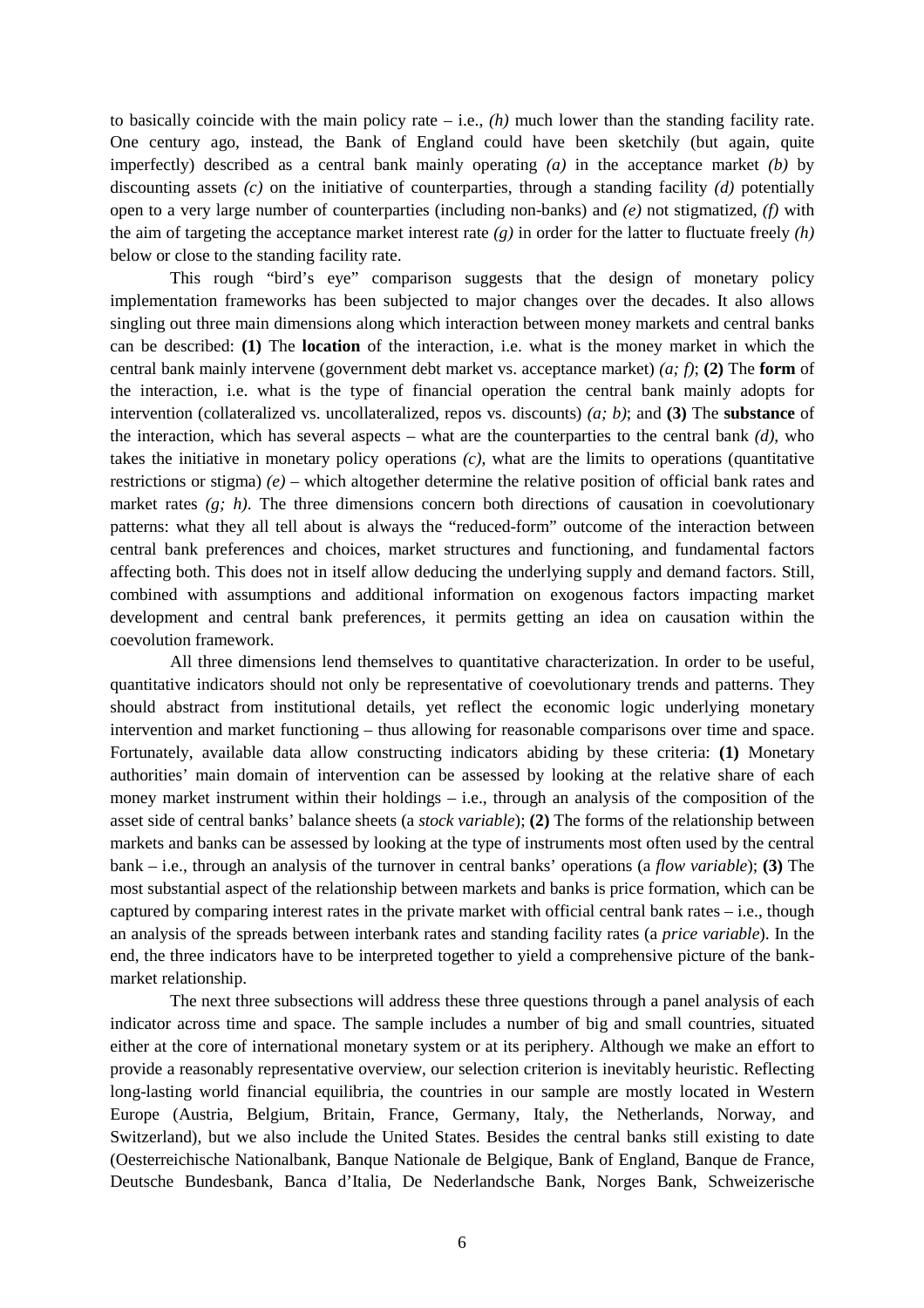to basically coincide with the main policy rate – i.e., *(h)* much lower than the standing facility rate. One century ago, instead, the Bank of England could have been sketchily (but again, quite imperfectly) described as a central bank mainly operating *(a)* in the acceptance market *(b)* by discounting assets *(c)* on the initiative of counterparties, through a standing facility *(d)* potentially open to a very large number of counterparties (including non-banks) and *(e)* not stigmatized, *(f)* with the aim of targeting the acceptance market interest rate *(g)* in order for the latter to fluctuate freely *(h)* below or close to the standing facility rate.

This rough "bird's eye" comparison suggests that the design of monetary policy implementation frameworks has been subjected to major changes over the decades. It also allows singling out three main dimensions along which interaction between money markets and central banks can be described: **(1)** The **location** of the interaction, i.e. what is the money market in which the central bank mainly intervene (government debt market vs. acceptance market) *(a; f)*; **(2)** The **form** of the interaction, i.e. what is the type of financial operation the central bank mainly adopts for intervention (collateralized vs. uncollateralized, repos vs. discounts) *(a; b)*; and **(3)** The **substance** of the interaction, which has several aspects – what are the counterparties to the central bank *(d)*, who takes the initiative in monetary policy operations *(c)*, what are the limits to operations (quantitative restrictions or stigma) *(e)* – which altogether determine the relative position of official bank rates and market rates *(g; h)*. The three dimensions concern both directions of causation in coevolutionary patterns: what they all tell about is always the "reduced-form" outcome of the interaction between central bank preferences and choices, market structures and functioning, and fundamental factors affecting both. This does not in itself allow deducing the underlying supply and demand factors. Still, combined with assumptions and additional information on exogenous factors impacting market development and central bank preferences, it permits getting an idea on causation within the coevolution framework.

All three dimensions lend themselves to quantitative characterization. In order to be useful, quantitative indicators should not only be representative of coevolutionary trends and patterns. They should abstract from institutional details, yet reflect the economic logic underlying monetary intervention and market functioning – thus allowing for reasonable comparisons over time and space. Fortunately, available data allow constructing indicators abiding by these criteria: **(1)** Monetary authorities' main domain of intervention can be assessed by looking at the relative share of each money market instrument within their holdings – i.e., through an analysis of the composition of the asset side of central banks' balance sheets (a *stock variable*); **(2)** The forms of the relationship between markets and banks can be assessed by looking at the type of instruments most often used by the central bank – i.e., through an analysis of the turnover in central banks' operations (a *flow variable*); **(3)** The most substantial aspect of the relationship between markets and banks is price formation, which can be captured by comparing interest rates in the private market with official central bank rates – i.e., though an analysis of the spreads between interbank rates and standing facility rates (a *price variable*). In the end, the three indicators have to be interpreted together to yield a comprehensive picture of the bank-market relationship.

The next three subsections will address these three questions through a panel analysis of each indicator across time and space. The sample includes a number of big and small countries, situated either at the core of international monetary system or at its periphery. Although we make an effort to provide a reasonably representative overview, our selection criterion is inevitably heuristic. Reflecting long-lasting world financial equilibria, the countries in our sample are mostly located in Western Europe (Austria, Belgium, Britain, France, Germany, Italy, the Netherlands, Norway, and Switzerland), but we also include the United States. Besides the central banks still existing to date (Oesterreichische Nationalbank, Banque Nationale de Belgique, Bank of England, Banque de France, Deutsche Bundesbank, Banca d'Italia, De Nederlandsche Bank, Norges Bank, Schweizerische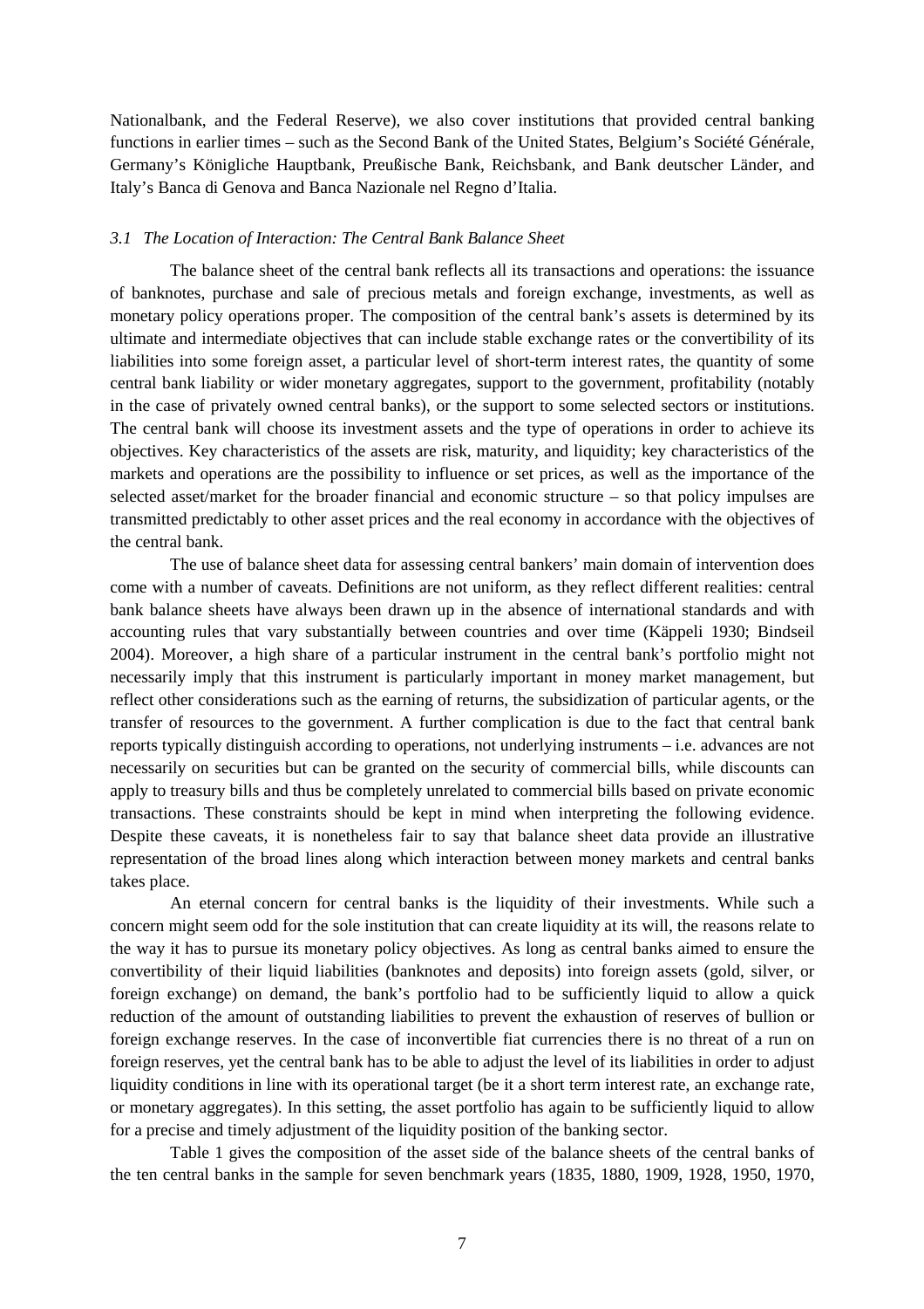Nationalbank, and the Federal Reserve), we also cover institutions that provided central banking functions in earlier times – such as the Second Bank of the United States, Belgium's Société Générale, Germany's Königliche Hauptbank, Preußische Bank, Reichsbank, and Bank deutscher Länder, and Italy's Banca di Genova and Banca Nazionale nel Regno d'Italia.

### *3.1 The Location of Interaction: The Central Bank Balance Sheet*

The balance sheet of the central bank reflects all its transactions and operations: the issuance of banknotes, purchase and sale of precious metals and foreign exchange, investments, as well as monetary policy operations proper. The composition of the central bank's assets is determined by its ultimate and intermediate objectives that can include stable exchange rates or the convertibility of its liabilities into some foreign asset, a particular level of short-term interest rates, the quantity of some central bank liability or wider monetary aggregates, support to the government, profitability (notably in the case of privately owned central banks), or the support to some selected sectors or institutions. The central bank will choose its investment assets and the type of operations in order to achieve its objectives. Key characteristics of the assets are risk, maturity, and liquidity; key characteristics of the markets and operations are the possibility to influence or set prices, as well as the importance of the selected asset/market for the broader financial and economic structure – so that policy impulses are transmitted predictably to other asset prices and the real economy in accordance with the objectives of the central bank.

The use of balance sheet data for assessing central bankers' main domain of intervention does come with a number of caveats. Definitions are not uniform, as they reflect different realities: central bank balance sheets have always been drawn up in the absence of international standards and with accounting rules that vary substantially between countries and over time (Käppeli 1930; Bindseil 2004). Moreover, a high share of a particular instrument in the central bank's portfolio might not necessarily imply that this instrument is particularly important in money market management, but reflect other considerations such as the earning of returns, the subsidization of particular agents, or the transfer of resources to the government. A further complication is due to the fact that central bank reports typically distinguish according to operations, not underlying instruments – i.e. advances are not necessarily on securities but can be granted on the security of commercial bills, while discounts can apply to treasury bills and thus be completely unrelated to commercial bills based on private economic transactions. These constraints should be kept in mind when interpreting the following evidence. Despite these caveats, it is nonetheless fair to say that balance sheet data provide an illustrative representation of the broad lines along which interaction between money markets and central banks takes place.

An eternal concern for central banks is the liquidity of their investments. While such a concern might seem odd for the sole institution that can create liquidity at its will, the reasons relate to the way it has to pursue its monetary policy objectives. As long as central banks aimed to ensure the convertibility of their liquid liabilities (banknotes and deposits) into foreign assets (gold, silver, or foreign exchange) on demand, the bank's portfolio had to be sufficiently liquid to allow a quick reduction of the amount of outstanding liabilities to prevent the exhaustion of reserves of bullion or foreign exchange reserves. In the case of inconvertible fiat currencies there is no threat of a run on foreign reserves, yet the central bank has to be able to adjust the level of its liabilities in order to adjust liquidity conditions in line with its operational target (be it a short term interest rate, an exchange rate, or monetary aggregates). In this setting, the asset portfolio has again to be sufficiently liquid to allow for a precise and timely adjustment of the liquidity position of the banking sector.

Table 1 gives the composition of the asset side of the balance sheets of the central banks of the ten central banks in the sample for seven benchmark years (1835, 1880, 1909, 1928, 1950, 1970,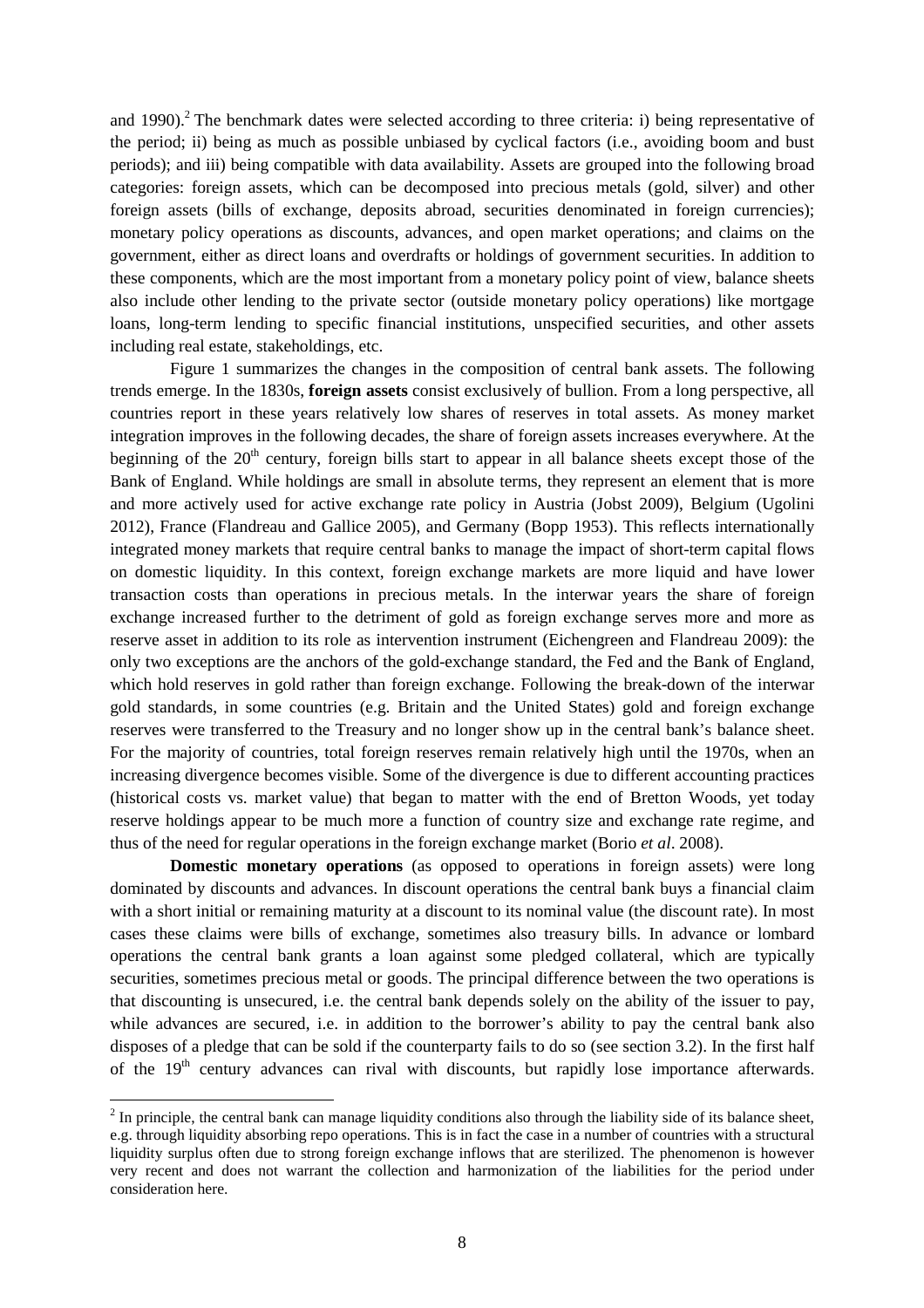and 1990).[2] The benchmark dates were selected according to three criteria: i) being representative of the period; ii) being as much as possible unbiased by cyclical factors (i.e., avoiding boom and bust periods); and iii) being compatible with data availability. Assets are grouped into the following broad categories: foreign assets, which can be decomposed into precious metals (gold, silver) and other foreign assets (bills of exchange, deposits abroad, securities denominated in foreign currencies); monetary policy operations as discounts, advances, and open market operations; and claims on the government, either as direct loans and overdrafts or holdings of government securities. In addition to these components, which are the most important from a monetary policy point of view, balance sheets also include other lending to the private sector (outside monetary policy operations) like mortgage loans, long-term lending to specific financial institutions, unspecified securities, and other assets including real estate, stakeholdings, etc.

Figure 1 summarizes the changes in the composition of central bank assets. The following trends emerge. In the 1830s, **foreign assets** consist exclusively of bullion. From a long perspective, all countries report in these years relatively low shares of reserves in total assets. As money market integration improves in the following decades, the share of foreign assets increases everywhere. At the beginning of the 20th century, foreign bills start to appear in all balance sheets except those of the Bank of England. While holdings are small in absolute terms, they represent an element that is more and more actively used for active exchange rate policy in Austria (Jobst 2009), Belgium (Ugolini 2012), France (Flandreau and Gallice 2005), and Germany (Bopp 1953). This reflects internationally integrated money markets that require central banks to manage the impact of short-term capital flows on domestic liquidity. In this context, foreign exchange markets are more liquid and have lower transaction costs than operations in precious metals. In the interwar years the share of foreign exchange increased further to the detriment of gold as foreign exchange serves more and more as reserve asset in addition to its role as intervention instrument (Eichengreen and Flandreau 2009): the only two exceptions are the anchors of the gold-exchange standard, the Fed and the Bank of England, which hold reserves in gold rather than foreign exchange. Following the break-down of the interwar gold standards, in some countries (e.g. Britain and the United States) gold and foreign exchange reserves were transferred to the Treasury and no longer show up in the central bank's balance sheet. For the majority of countries, total foreign reserves remain relatively high until the 1970s, when an increasing divergence becomes visible. Some of the divergence is due to different accounting practices (historical costs vs. market value) that began to matter with the end of Bretton Woods, yet today reserve holdings appear to be much more a function of country size and exchange rate regime, and thus of the need for regular operations in the foreign exchange market (Borio *et al*. 2008).

**Domestic monetary operations** (as opposed to operations in foreign assets) were long dominated by discounts and advances. In discount operations the central bank buys a financial claim with a short initial or remaining maturity at a discount to its nominal value (the discount rate). In most cases these claims were bills of exchange, sometimes also treasury bills. In advance or lombard operations the central bank grants a loan against some pledged collateral, which are typically securities, sometimes precious metal or goods. The principal difference between the two operations is that discounting is unsecured, i.e. the central bank depends solely on the ability of the issuer to pay, while advances are secured, i.e. in addition to the borrower's ability to pay the central bank also disposes of a pledge that can be sold if the counterparty fails to do so (see section 3.2). In the first half of the 19th century advances can rival with discounts, but rapidly lose importance afterwards.

[2] In principle, the central bank can manage liquidity conditions also through the liability side of its balance sheet, e.g. through liquidity absorbing repo operations. This is in fact the case in a number of countries with a structural liquidity surplus often due to strong foreign exchange inflows that are sterilized. The phenomenon is however very recent and does not warrant the collection and harmonization of the liabilities for the period under consideration here.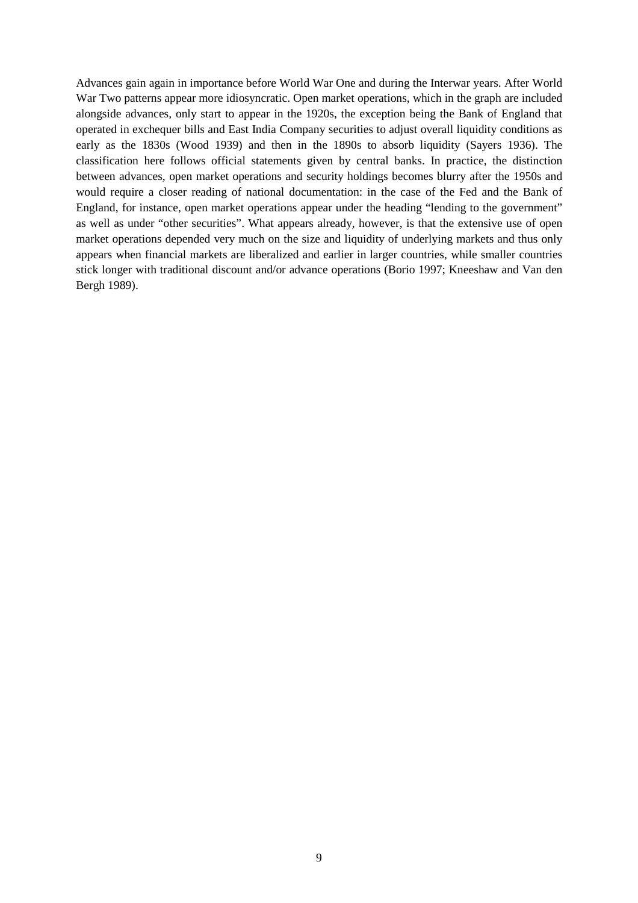Advances gain again in importance before World War One and during the Interwar years. After World War Two patterns appear more idiosyncratic. Open market operations, which in the graph are included alongside advances, only start to appear in the 1920s, the exception being the Bank of England that operated in exchequer bills and East India Company securities to adjust overall liquidity conditions as early as the 1830s (Wood 1939) and then in the 1890s to absorb liquidity (Sayers 1936). The classification here follows official statements given by central banks. In practice, the distinction between advances, open market operations and security holdings becomes blurry after the 1950s and would require a closer reading of national documentation: in the case of the Fed and the Bank of England, for instance, open market operations appear under the heading "lending to the government" as well as under "other securities". What appears already, however, is that the extensive use of open market operations depended very much on the size and liquidity of underlying markets and thus only appears when financial markets are liberalized and earlier in larger countries, while smaller countries stick longer with traditional discount and/or advance operations (Borio 1997; Kneeshaw and Van den Bergh 1989).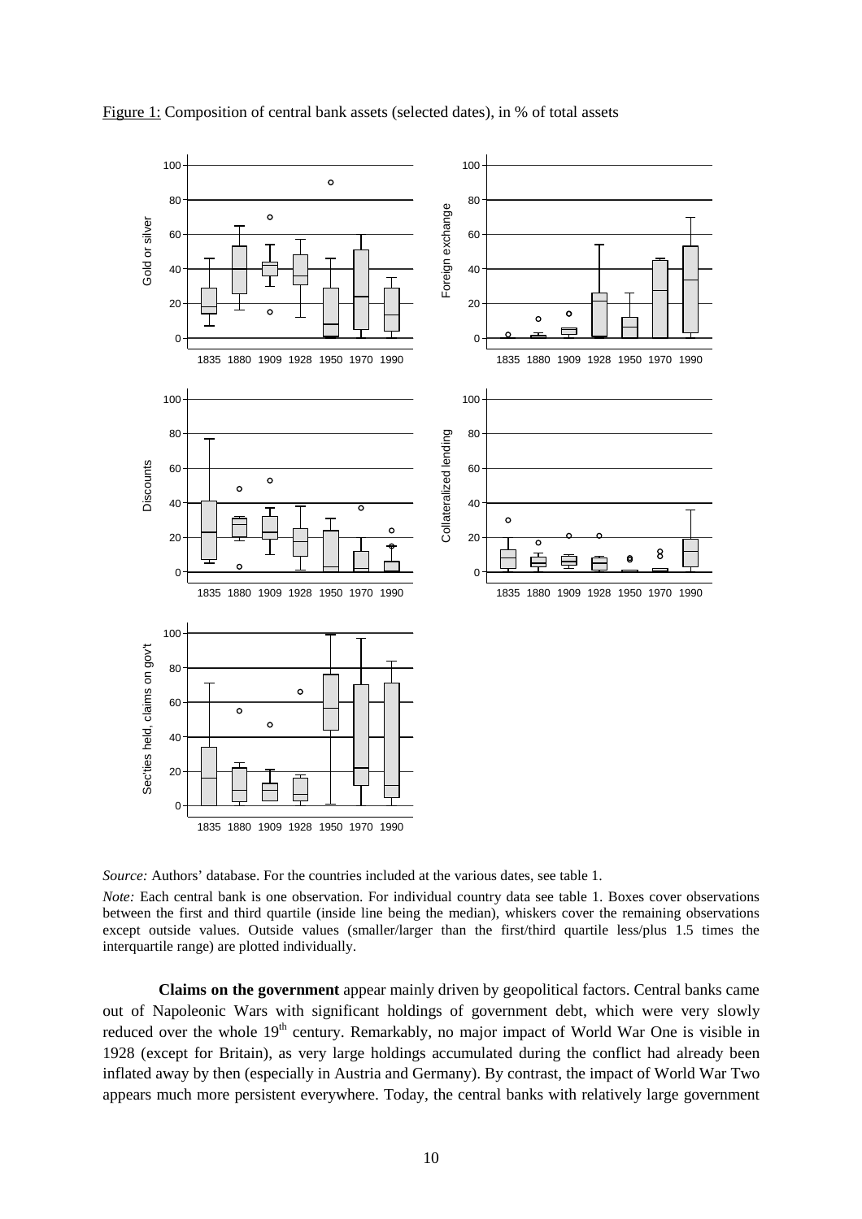Figure 1: Composition of central bank assets (selected dates), in % of total assets

*Source:* Authors' database. For the countries included at the various dates, see table 1.

*Note:* Each central bank is one observation. For individual country data see table 1. Boxes cover observations between the first and third quartile (inside line being the median), whiskers cover the remaining observations except outside values. Outside values (smaller/larger than the first/third quartile less/plus 1.5 times the interquartile range) are plotted individually.

**Claims on the government** appear mainly driven by geopolitical factors. Central banks came out of Napoleonic Wars with significant holdings of government debt, which were very slowly reduced over the whole 19[th] century. Remarkably, no major impact of World War One is visible in 1928 (except for Britain), as very large holdings accumulated during the conflict had already been inflated away by then (especially in Austria and Germany). By contrast, the impact of World War Two appears much more persistent everywhere. Today, the central banks with relatively large government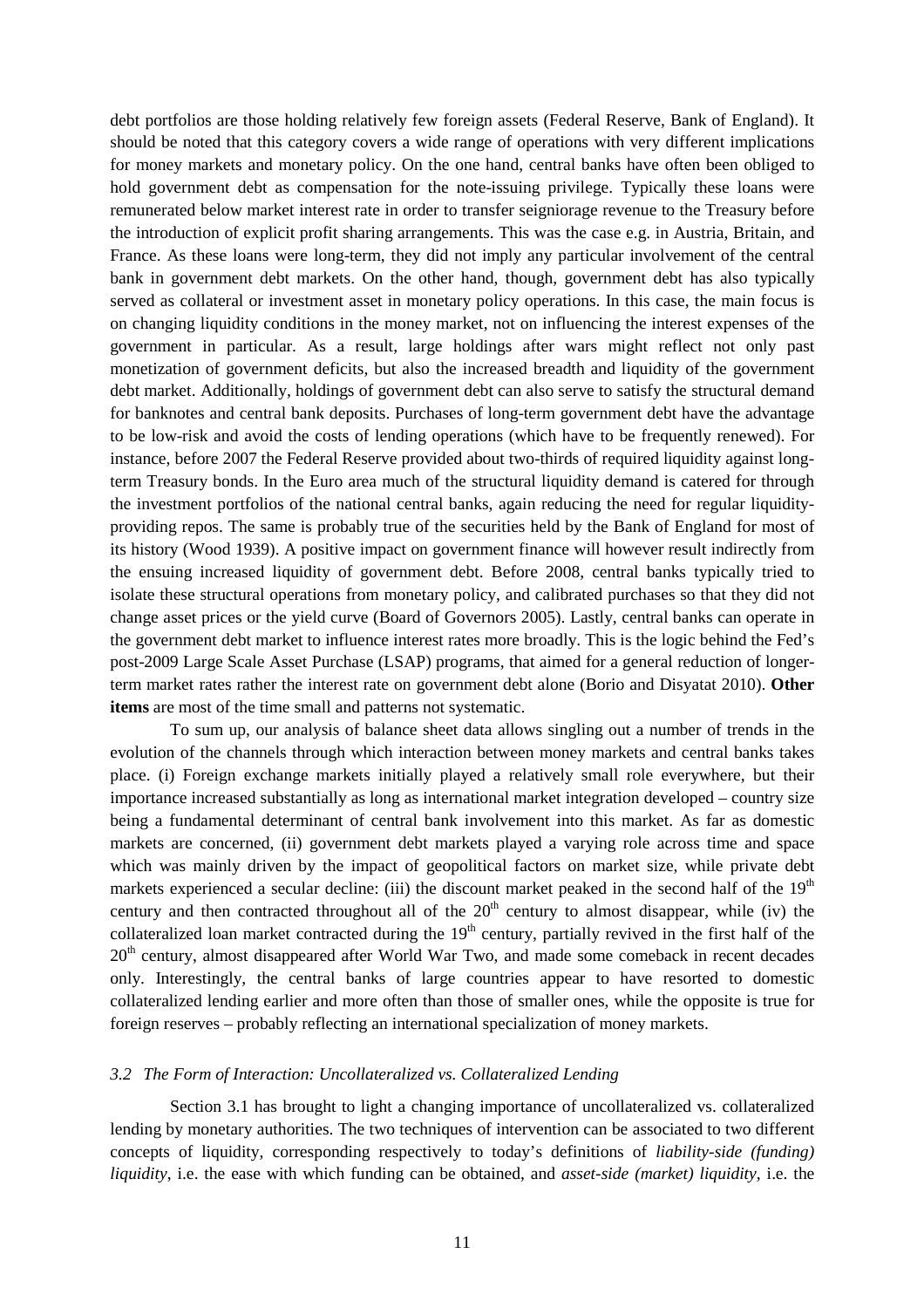debt portfolios are those holding relatively few foreign assets (Federal Reserve, Bank of England). It should be noted that this category covers a wide range of operations with very different implications for money markets and monetary policy. On the one hand, central banks have often been obliged to hold government debt as compensation for the note-issuing privilege. Typically these loans were remunerated below market interest rate in order to transfer seigniorage revenue to the Treasury before the introduction of explicit profit sharing arrangements. This was the case e.g. in Austria, Britain, and France. As these loans were long-term, they did not imply any particular involvement of the central bank in government debt markets. On the other hand, though, government debt has also typically served as collateral or investment asset in monetary policy operations. In this case, the main focus is on changing liquidity conditions in the money market, not on influencing the interest expenses of the government in particular. As a result, large holdings after wars might reflect not only past monetization of government deficits, but also the increased breadth and liquidity of the government debt market. Additionally, holdings of government debt can also serve to satisfy the structural demand for banknotes and central bank deposits. Purchases of long-term government debt have the advantage to be low-risk and avoid the costs of lending operations (which have to be frequently renewed). For instance, before 2007 the Federal Reserve provided about two-thirds of required liquidity against long-term Treasury bonds. In the Euro area much of the structural liquidity demand is catered for through the investment portfolios of the national central banks, again reducing the need for regular liquidity-providing repos. The same is probably true of the securities held by the Bank of England for most of its history (Wood 1939). A positive impact on government finance will however result indirectly from the ensuing increased liquidity of government debt. Before 2008, central banks typically tried to isolate these structural operations from monetary policy, and calibrated purchases so that they did not change asset prices or the yield curve (Board of Governors 2005). Lastly, central banks can operate in the government debt market to influence interest rates more broadly. This is the logic behind the Fed's post-2009 Large Scale Asset Purchase (LSAP) programs, that aimed for a general reduction of longer-term market rates rather the interest rate on government debt alone (Borio and Disyatat 2010). **Other items** are most of the time small and patterns not systematic.

To sum up, our analysis of balance sheet data allows singling out a number of trends in the evolution of the channels through which interaction between money markets and central banks takes place. (i) Foreign exchange markets initially played a relatively small role everywhere, but their importance increased substantially as long as international market integration developed – country size being a fundamental determinant of central bank involvement into this market. As far as domestic markets are concerned, (ii) government debt markets played a varying role across time and space which was mainly driven by the impact of geopolitical factors on market size, while private debt markets experienced a secular decline: (iii) the discount market peaked in the second half of the 19th century and then contracted throughout all of the 20th century to almost disappear, while (iv) the collateralized loan market contracted during the 19th century, partially revived in the first half of the 20th century, almost disappeared after World War Two, and made some comeback in recent decades only. Interestingly, the central banks of large countries appear to have resorted to domestic collateralized lending earlier and more often than those of smaller ones, while the opposite is true for foreign reserves – probably reflecting an international specialization of money markets.

### *3.2 The Form of Interaction: Uncollateralized vs. Collateralized Lending*

Section 3.1 has brought to light a changing importance of uncollateralized vs. collateralized lending by monetary authorities. The two techniques of intervention can be associated to two different concepts of liquidity, corresponding respectively to today's definitions of *liability-side (funding) liquidity*, i.e. the ease with which funding can be obtained, and *asset-side (market) liquidity*, i.e. the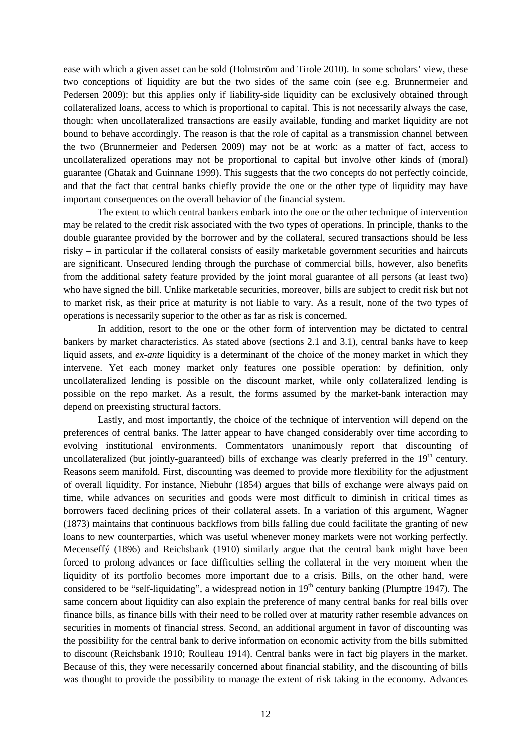ease with which a given asset can be sold (Holmström and Tirole 2010). In some scholars' view, these two conceptions of liquidity are but the two sides of the same coin (see e.g. Brunnermeier and Pedersen 2009): but this applies only if liability-side liquidity can be exclusively obtained through collateralized loans, access to which is proportional to capital. This is not necessarily always the case, though: when uncollateralized transactions are easily available, funding and market liquidity are not bound to behave accordingly. The reason is that the role of capital as a transmission channel between the two (Brunnermeier and Pedersen 2009) may not be at work: as a matter of fact, access to uncollateralized operations may not be proportional to capital but involve other kinds of (moral) guarantee (Ghatak and Guinnane 1999). This suggests that the two concepts do not perfectly coincide, and that the fact that central banks chiefly provide the one or the other type of liquidity may have important consequences on the overall behavior of the financial system.

The extent to which central bankers embark into the one or the other technique of intervention may be related to the credit risk associated with the two types of operations. In principle, thanks to the double guarantee provided by the borrower and by the collateral, secured transactions should be less risky – in particular if the collateral consists of easily marketable government securities and haircuts are significant. Unsecured lending through the purchase of commercial bills, however, also benefits from the additional safety feature provided by the joint moral guarantee of all persons (at least two) who have signed the bill. Unlike marketable securities, moreover, bills are subject to credit risk but not to market risk, as their price at maturity is not liable to vary. As a result, none of the two types of operations is necessarily superior to the other as far as risk is concerned.

In addition, resort to the one or the other form of intervention may be dictated to central bankers by market characteristics. As stated above (sections 2.1 and 3.1), central banks have to keep liquid assets, and *ex-ante* liquidity is a determinant of the choice of the money market in which they intervene. Yet each money market only features one possible operation: by definition, only uncollateralized lending is possible on the discount market, while only collateralized lending is possible on the repo market. As a result, the forms assumed by the market-bank interaction may depend on preexisting structural factors.

Lastly, and most importantly, the choice of the technique of intervention will depend on the preferences of central banks. The latter appear to have changed considerably over time according to evolving institutional environments. Commentators unanimously report that discounting of uncollateralized (but jointly-guaranteed) bills of exchange was clearly preferred in the 19th century. Reasons seem manifold. First, discounting was deemed to provide more flexibility for the adjustment of overall liquidity. For instance, Niebuhr (1854) argues that bills of exchange were always paid on time, while advances on securities and goods were most difficult to diminish in critical times as borrowers faced declining prices of their collateral assets. In a variation of this argument, Wagner (1873) maintains that continuous backflows from bills falling due could facilitate the granting of new loans to new counterparties, which was useful whenever money markets were not working perfectly. Mecenseffý (1896) and Reichsbank (1910) similarly argue that the central bank might have been forced to prolong advances or face difficulties selling the collateral in the very moment when the liquidity of its portfolio becomes more important due to a crisis. Bills, on the other hand, were considered to be "self-liquidating", a widespread notion in 19th century banking (Plumptre 1947). The same concern about liquidity can also explain the preference of many central banks for real bills over finance bills, as finance bills with their need to be rolled over at maturity rather resemble advances on securities in moments of financial stress. Second, an additional argument in favor of discounting was the possibility for the central bank to derive information on economic activity from the bills submitted to discount (Reichsbank 1910; Roulleau 1914). Central banks were in fact big players in the market. Because of this, they were necessarily concerned about financial stability, and the discounting of bills was thought to provide the possibility to manage the extent of risk taking in the economy. Advances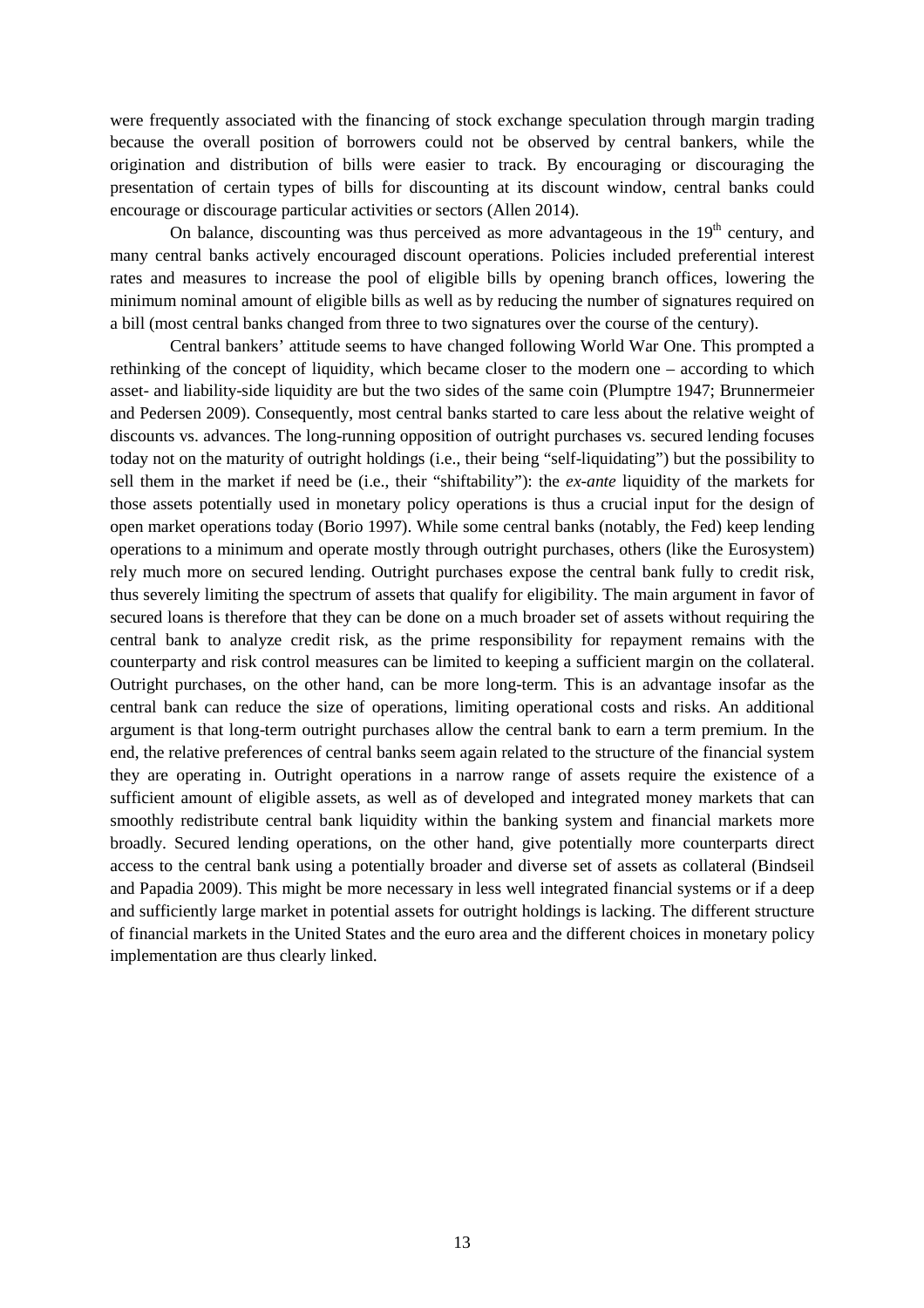were frequently associated with the financing of stock exchange speculation through margin trading because the overall position of borrowers could not be observed by central bankers, while the origination and distribution of bills were easier to track. By encouraging or discouraging the presentation of certain types of bills for discounting at its discount window, central banks could encourage or discourage particular activities or sectors (Allen 2014).

On balance, discounting was thus perceived as more advantageous in the 19th century, and many central banks actively encouraged discount operations. Policies included preferential interest rates and measures to increase the pool of eligible bills by opening branch offices, lowering the minimum nominal amount of eligible bills as well as by reducing the number of signatures required on a bill (most central banks changed from three to two signatures over the course of the century).

Central bankers' attitude seems to have changed following World War One. This prompted a rethinking of the concept of liquidity, which became closer to the modern one – according to which asset- and liability-side liquidity are but the two sides of the same coin (Plumptre 1947; Brunnermeier and Pedersen 2009). Consequently, most central banks started to care less about the relative weight of discounts vs. advances. The long-running opposition of outright purchases vs. secured lending focuses today not on the maturity of outright holdings (i.e., their being "self-liquidating") but the possibility to sell them in the market if need be (i.e., their "shiftability"): the *ex-ante* liquidity of the markets for those assets potentially used in monetary policy operations is thus a crucial input for the design of open market operations today (Borio 1997). While some central banks (notably, the Fed) keep lending operations to a minimum and operate mostly through outright purchases, others (like the Eurosystem) rely much more on secured lending. Outright purchases expose the central bank fully to credit risk, thus severely limiting the spectrum of assets that qualify for eligibility. The main argument in favor of secured loans is therefore that they can be done on a much broader set of assets without requiring the central bank to analyze credit risk, as the prime responsibility for repayment remains with the counterparty and risk control measures can be limited to keeping a sufficient margin on the collateral. Outright purchases, on the other hand, can be more long-term. This is an advantage insofar as the central bank can reduce the size of operations, limiting operational costs and risks. An additional argument is that long-term outright purchases allow the central bank to earn a term premium. In the end, the relative preferences of central banks seem again related to the structure of the financial system they are operating in. Outright operations in a narrow range of assets require the existence of a sufficient amount of eligible assets, as well as of developed and integrated money markets that can smoothly redistribute central bank liquidity within the banking system and financial markets more broadly. Secured lending operations, on the other hand, give potentially more counterparts direct access to the central bank using a potentially broader and diverse set of assets as collateral (Bindseil and Papadia 2009). This might be more necessary in less well integrated financial systems or if a deep and sufficiently large market in potential assets for outright holdings is lacking. The different structure of financial markets in the United States and the euro area and the different choices in monetary policy implementation are thus clearly linked.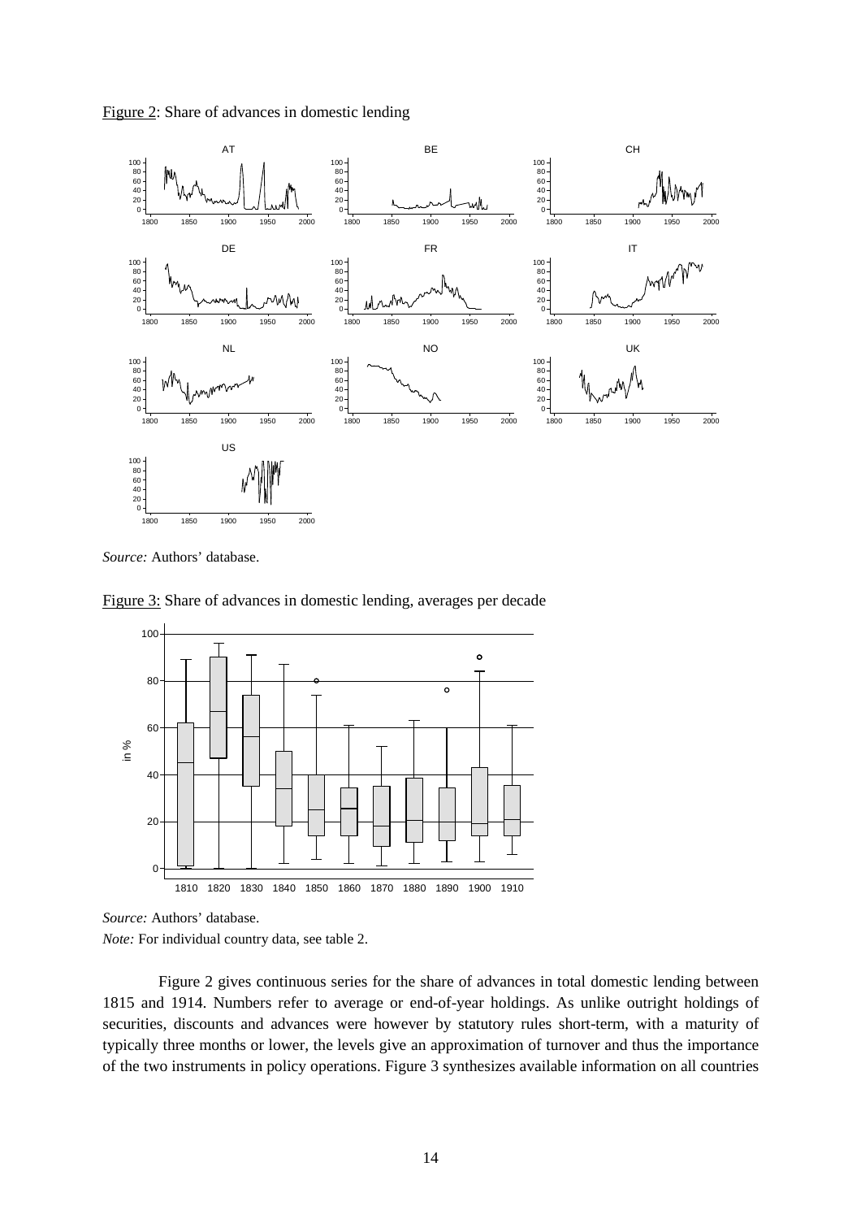Figure 2: Share of advances in domestic lending

*Source:* Authors' database.

Figure 3: Share of advances in domestic lending, averages per decade

*Source:* Authors' database.
*Note:* For individual country data, see table 2.

Figure 2 gives continuous series for the share of advances in total domestic lending between 1815 and 1914. Numbers refer to average or end-of-year holdings. As unlike outright holdings of securities, discounts and advances were however by statutory rules short-term, with a maturity of typically three months or lower, the levels give an approximation of turnover and thus the importance of the two instruments in policy operations. Figure 3 synthesizes available information on all countries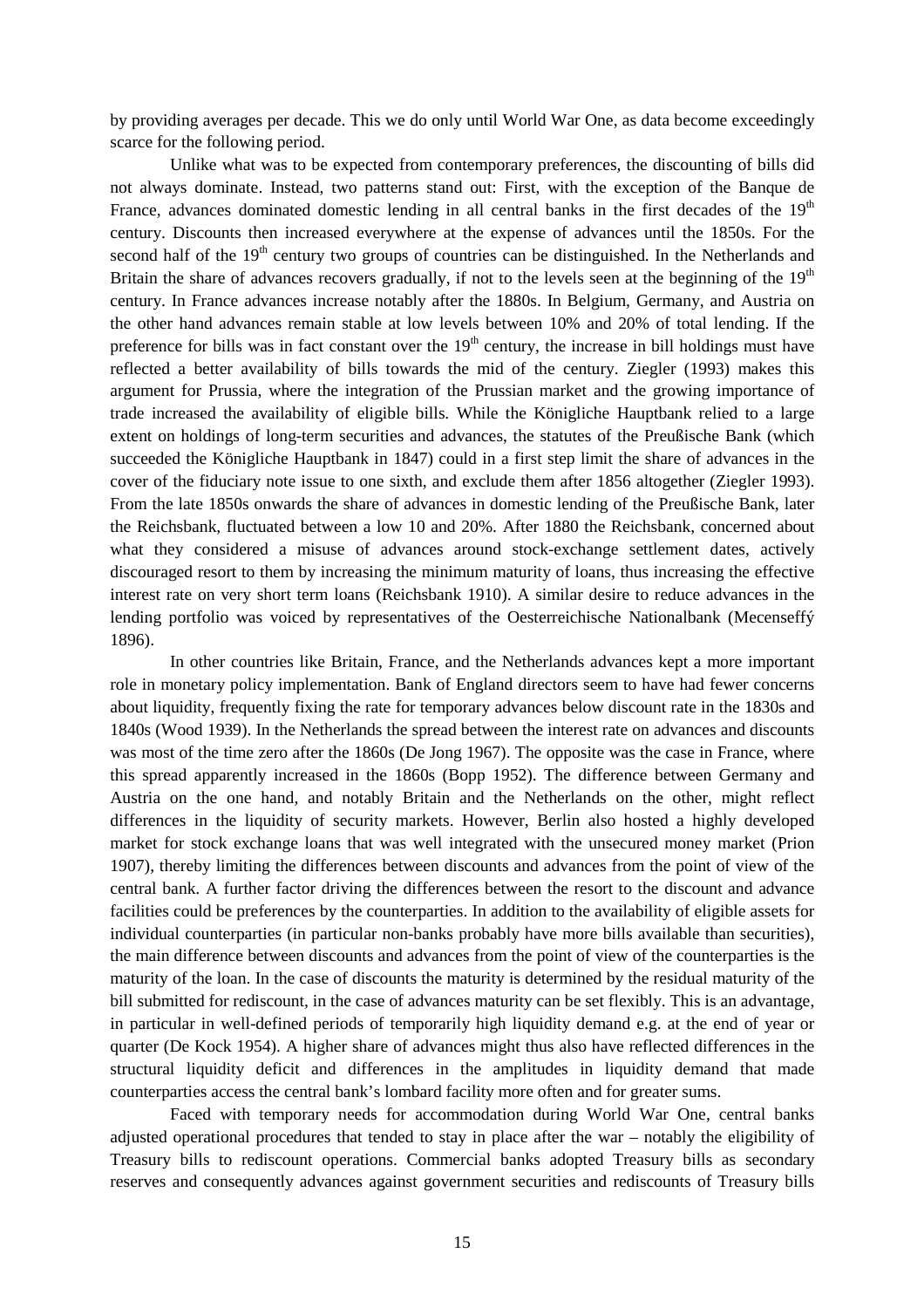by providing averages per decade. This we do only until World War One, as data become exceedingly scarce for the following period.

Unlike what was to be expected from contemporary preferences, the discounting of bills did not always dominate. Instead, two patterns stand out: First, with the exception of the Banque de France, advances dominated domestic lending in all central banks in the first decades of the 19th century. Discounts then increased everywhere at the expense of advances until the 1850s. For the second half of the 19th century two groups of countries can be distinguished. In the Netherlands and Britain the share of advances recovers gradually, if not to the levels seen at the beginning of the 19th century. In France advances increase notably after the 1880s. In Belgium, Germany, and Austria on the other hand advances remain stable at low levels between 10% and 20% of total lending. If the preference for bills was in fact constant over the 19th century, the increase in bill holdings must have reflected a better availability of bills towards the mid of the century. Ziegler (1993) makes this argument for Prussia, where the integration of the Prussian market and the growing importance of trade increased the availability of eligible bills. While the Königliche Hauptbank relied to a large extent on holdings of long-term securities and advances, the statutes of the Preußische Bank (which succeeded the Königliche Hauptbank in 1847) could in a first step limit the share of advances in the cover of the fiduciary note issue to one sixth, and exclude them after 1856 altogether (Ziegler 1993). From the late 1850s onwards the share of advances in domestic lending of the Preußische Bank, later the Reichsbank, fluctuated between a low 10 and 20%. After 1880 the Reichsbank, concerned about what they considered a misuse of advances around stock-exchange settlement dates, actively discouraged resort to them by increasing the minimum maturity of loans, thus increasing the effective interest rate on very short term loans (Reichsbank 1910). A similar desire to reduce advances in the lending portfolio was voiced by representatives of the Oesterreichische Nationalbank (Mecenseffý 1896).

In other countries like Britain, France, and the Netherlands advances kept a more important role in monetary policy implementation. Bank of England directors seem to have had fewer concerns about liquidity, frequently fixing the rate for temporary advances below discount rate in the 1830s and 1840s (Wood 1939). In the Netherlands the spread between the interest rate on advances and discounts was most of the time zero after the 1860s (De Jong 1967). The opposite was the case in France, where this spread apparently increased in the 1860s (Bopp 1952). The difference between Germany and Austria on the one hand, and notably Britain and the Netherlands on the other, might reflect differences in the liquidity of security markets. However, Berlin also hosted a highly developed market for stock exchange loans that was well integrated with the unsecured money market (Prion 1907), thereby limiting the differences between discounts and advances from the point of view of the central bank. A further factor driving the differences between the resort to the discount and advance facilities could be preferences by the counterparties. In addition to the availability of eligible assets for individual counterparties (in particular non-banks probably have more bills available than securities), the main difference between discounts and advances from the point of view of the counterparties is the maturity of the loan. In the case of discounts the maturity is determined by the residual maturity of the bill submitted for rediscount, in the case of advances maturity can be set flexibly. This is an advantage, in particular in well-defined periods of temporarily high liquidity demand e.g. at the end of year or quarter (De Kock 1954). A higher share of advances might thus also have reflected differences in the structural liquidity deficit and differences in the amplitudes in liquidity demand that made counterparties access the central bank's lombard facility more often and for greater sums.

Faced with temporary needs for accommodation during World War One, central banks adjusted operational procedures that tended to stay in place after the war – notably the eligibility of Treasury bills to rediscount operations. Commercial banks adopted Treasury bills as secondary reserves and consequently advances against government securities and rediscounts of Treasury bills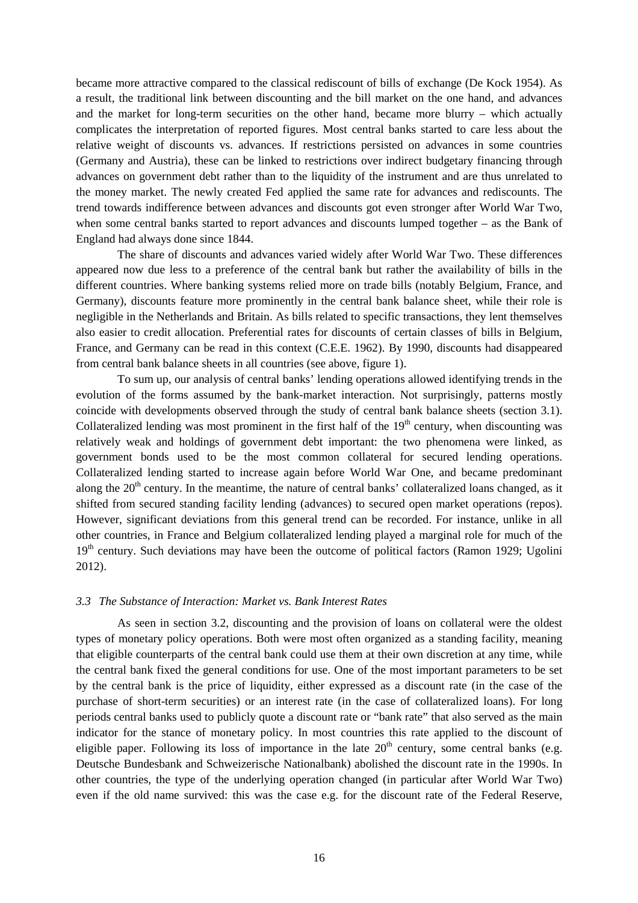became more attractive compared to the classical rediscount of bills of exchange (De Kock 1954). As a result, the traditional link between discounting and the bill market on the one hand, and advances and the market for long-term securities on the other hand, became more blurry – which actually complicates the interpretation of reported figures. Most central banks started to care less about the relative weight of discounts vs. advances. If restrictions persisted on advances in some countries (Germany and Austria), these can be linked to restrictions over indirect budgetary financing through advances on government debt rather than to the liquidity of the instrument and are thus unrelated to the money market. The newly created Fed applied the same rate for advances and rediscounts. The trend towards indifference between advances and discounts got even stronger after World War Two, when some central banks started to report advances and discounts lumped together – as the Bank of England had always done since 1844.

The share of discounts and advances varied widely after World War Two. These differences appeared now due less to a preference of the central bank but rather the availability of bills in the different countries. Where banking systems relied more on trade bills (notably Belgium, France, and Germany), discounts feature more prominently in the central bank balance sheet, while their role is negligible in the Netherlands and Britain. As bills related to specific transactions, they lent themselves also easier to credit allocation. Preferential rates for discounts of certain classes of bills in Belgium, France, and Germany can be read in this context (C.E.E. 1962). By 1990, discounts had disappeared from central bank balance sheets in all countries (see above, figure 1).

To sum up, our analysis of central banks' lending operations allowed identifying trends in the evolution of the forms assumed by the bank-market interaction. Not surprisingly, patterns mostly coincide with developments observed through the study of central bank balance sheets (section 3.1). Collateralized lending was most prominent in the first half of the 19th century, when discounting was relatively weak and holdings of government debt important: the two phenomena were linked, as government bonds used to be the most common collateral for secured lending operations. Collateralized lending started to increase again before World War One, and became predominant along the 20th century. In the meantime, the nature of central banks' collateralized loans changed, as it shifted from secured standing facility lending (advances) to secured open market operations (repos). However, significant deviations from this general trend can be recorded. For instance, unlike in all other countries, in France and Belgium collateralized lending played a marginal role for much of the 19th century. Such deviations may have been the outcome of political factors (Ramon 1929; Ugolini 2012).

### *3.3 The Substance of Interaction: Market vs. Bank Interest Rates*

As seen in section 3.2, discounting and the provision of loans on collateral were the oldest types of monetary policy operations. Both were most often organized as a standing facility, meaning that eligible counterparts of the central bank could use them at their own discretion at any time, while the central bank fixed the general conditions for use. One of the most important parameters to be set by the central bank is the price of liquidity, either expressed as a discount rate (in the case of the purchase of short-term securities) or an interest rate (in the case of collateralized loans). For long periods central banks used to publicly quote a discount rate or "bank rate" that also served as the main indicator for the stance of monetary policy. In most countries this rate applied to the discount of eligible paper. Following its loss of importance in the late 20th century, some central banks (e.g. Deutsche Bundesbank and Schweizerische Nationalbank) abolished the discount rate in the 1990s. In other countries, the type of the underlying operation changed (in particular after World War Two) even if the old name survived: this was the case e.g. for the discount rate of the Federal Reserve,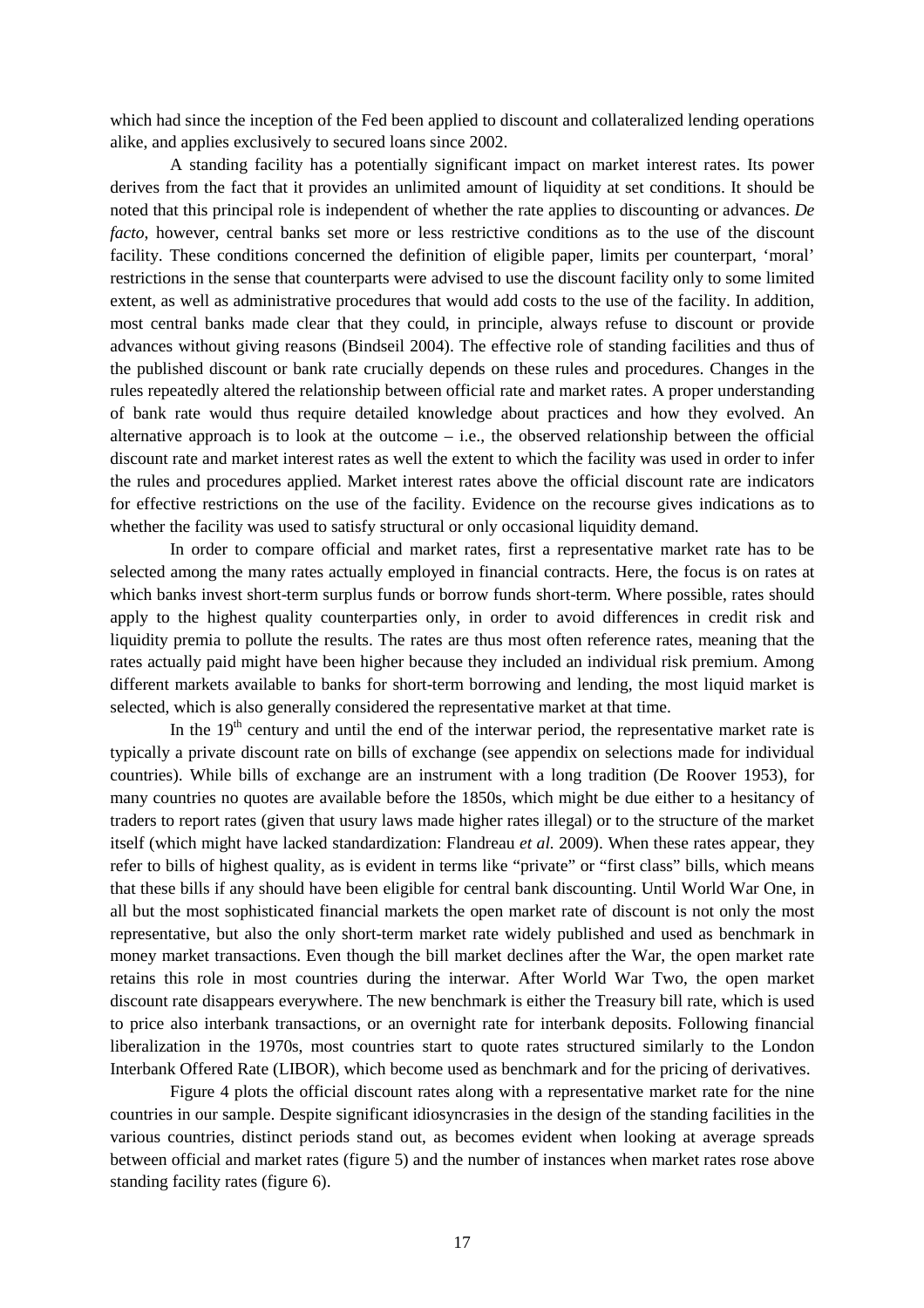which had since the inception of the Fed been applied to discount and collateralized lending operations alike, and applies exclusively to secured loans since 2002.

A standing facility has a potentially significant impact on market interest rates. Its power derives from the fact that it provides an unlimited amount of liquidity at set conditions. It should be noted that this principal role is independent of whether the rate applies to discounting or advances. *De facto*, however, central banks set more or less restrictive conditions as to the use of the discount facility. These conditions concerned the definition of eligible paper, limits per counterpart, 'moral' restrictions in the sense that counterparts were advised to use the discount facility only to some limited extent, as well as administrative procedures that would add costs to the use of the facility. In addition, most central banks made clear that they could, in principle, always refuse to discount or provide advances without giving reasons (Bindseil 2004). The effective role of standing facilities and thus of the published discount or bank rate crucially depends on these rules and procedures. Changes in the rules repeatedly altered the relationship between official rate and market rates. A proper understanding of bank rate would thus require detailed knowledge about practices and how they evolved. An alternative approach is to look at the outcome – i.e., the observed relationship between the official discount rate and market interest rates as well the extent to which the facility was used in order to infer the rules and procedures applied. Market interest rates above the official discount rate are indicators for effective restrictions on the use of the facility. Evidence on the recourse gives indications as to whether the facility was used to satisfy structural or only occasional liquidity demand.

In order to compare official and market rates, first a representative market rate has to be selected among the many rates actually employed in financial contracts. Here, the focus is on rates at which banks invest short-term surplus funds or borrow funds short-term. Where possible, rates should apply to the highest quality counterparties only, in order to avoid differences in credit risk and liquidity premia to pollute the results. The rates are thus most often reference rates, meaning that the rates actually paid might have been higher because they included an individual risk premium. Among different markets available to banks for short-term borrowing and lending, the most liquid market is selected, which is also generally considered the representative market at that time.

In the 19th century and until the end of the interwar period, the representative market rate is typically a private discount rate on bills of exchange (see appendix on selections made for individual countries). While bills of exchange are an instrument with a long tradition (De Roover 1953), for many countries no quotes are available before the 1850s, which might be due either to a hesitancy of traders to report rates (given that usury laws made higher rates illegal) or to the structure of the market itself (which might have lacked standardization: Flandreau *et al.* 2009). When these rates appear, they refer to bills of highest quality, as is evident in terms like "private" or "first class" bills, which means that these bills if any should have been eligible for central bank discounting. Until World War One, in all but the most sophisticated financial markets the open market rate of discount is not only the most representative, but also the only short-term market rate widely published and used as benchmark in money market transactions. Even though the bill market declines after the War, the open market rate retains this role in most countries during the interwar. After World War Two, the open market discount rate disappears everywhere. The new benchmark is either the Treasury bill rate, which is used to price also interbank transactions, or an overnight rate for interbank deposits. Following financial liberalization in the 1970s, most countries start to quote rates structured similarly to the London Interbank Offered Rate (LIBOR), which become used as benchmark and for the pricing of derivatives.

Figure 4 plots the official discount rates along with a representative market rate for the nine countries in our sample. Despite significant idiosyncrasies in the design of the standing facilities in the various countries, distinct periods stand out, as becomes evident when looking at average spreads between official and market rates (figure 5) and the number of instances when market rates rose above standing facility rates (figure 6).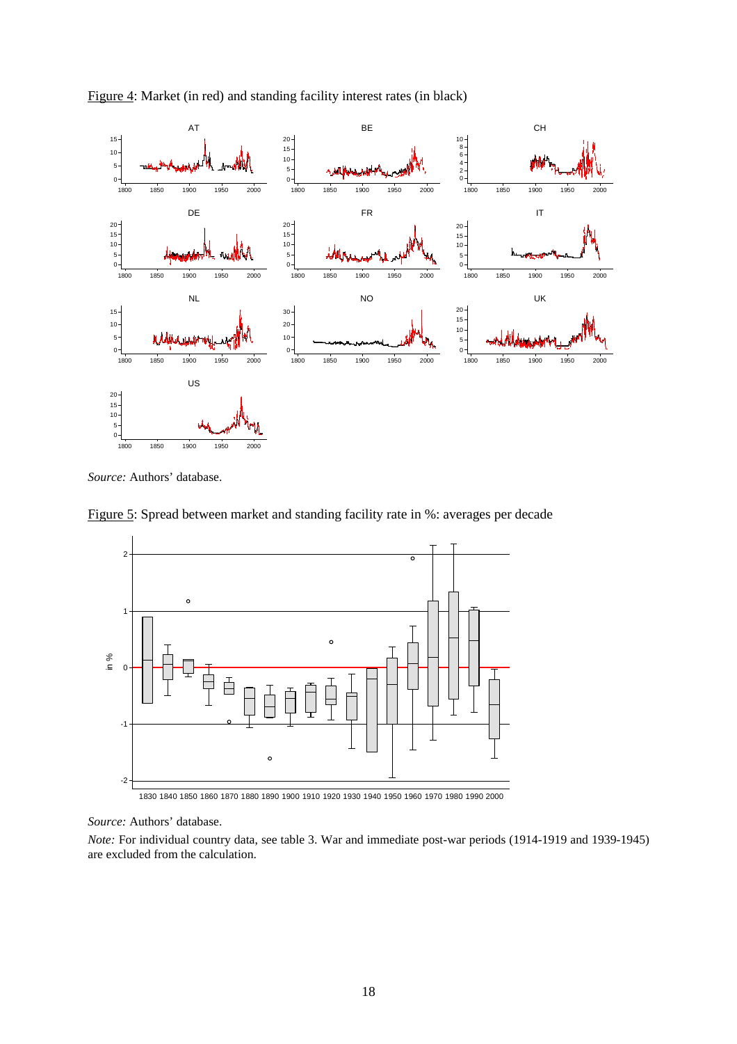Figure 4: Market (in red) and standing facility interest rates (in black)

*Source:* Authors' database.

Figure 5: Spread between market and standing facility rate in %: averages per decade

*Source:* Authors' database.

*Note:* For individual country data, see table 3. War and immediate post-war periods (1914-1919 and 1939-1945) are excluded from the calculation.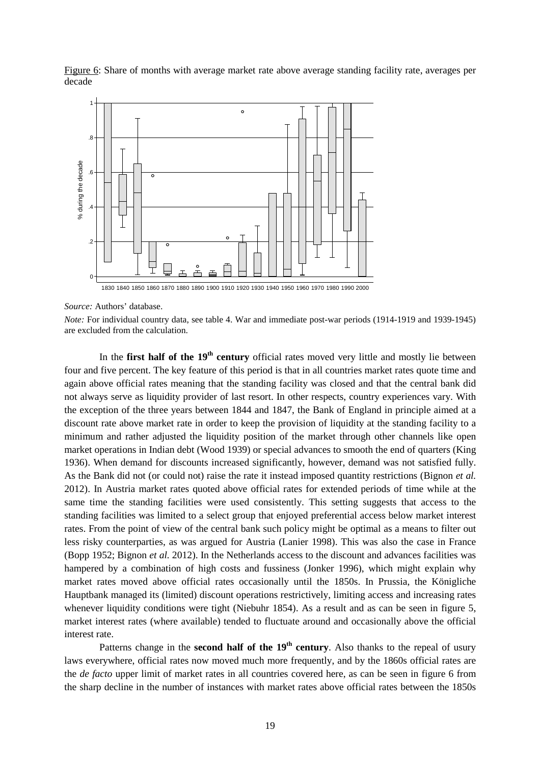Figure 6: Share of months with average market rate above average standing facility rate, averages per decade

*Source:* Authors' database.

*Note:* For individual country data, see table 4. War and immediate post-war periods (1914-1919 and 1939-1945) are excluded from the calculation.

In the **first half of the 19th century** official rates moved very little and mostly lie between four and five percent. The key feature of this period is that in all countries market rates quote time and again above official rates meaning that the standing facility was closed and that the central bank did not always serve as liquidity provider of last resort. In other respects, country experiences vary. With the exception of the three years between 1844 and 1847, the Bank of England in principle aimed at a discount rate above market rate in order to keep the provision of liquidity at the standing facility to a minimum and rather adjusted the liquidity position of the market through other channels like open market operations in Indian debt (Wood 1939) or special advances to smooth the end of quarters (King 1936). When demand for discounts increased significantly, however, demand was not satisfied fully. As the Bank did not (or could not) raise the rate it instead imposed quantity restrictions (Bignon *et al.* 2012). In Austria market rates quoted above official rates for extended periods of time while at the same time the standing facilities were used consistently. This setting suggests that access to the standing facilities was limited to a select group that enjoyed preferential access below market interest rates. From the point of view of the central bank such policy might be optimal as a means to filter out less risky counterparties, as was argued for Austria (Lanier 1998). This was also the case in France (Bopp 1952; Bignon *et al.* 2012). In the Netherlands access to the discount and advances facilities was hampered by a combination of high costs and fussiness (Jonker 1996), which might explain why market rates moved above official rates occasionally until the 1850s. In Prussia, the Königliche Hauptbank managed its (limited) discount operations restrictively, limiting access and increasing rates whenever liquidity conditions were tight (Niebuhr 1854). As a result and as can be seen in figure 5, market interest rates (where available) tended to fluctuate around and occasionally above the official interest rate.

Patterns change in the **second half of the 19th century**. Also thanks to the repeal of usury laws everywhere, official rates now moved much more frequently, and by the 1860s official rates are the *de facto* upper limit of market rates in all countries covered here, as can be seen in figure 6 from the sharp decline in the number of instances with market rates above official rates between the 1850s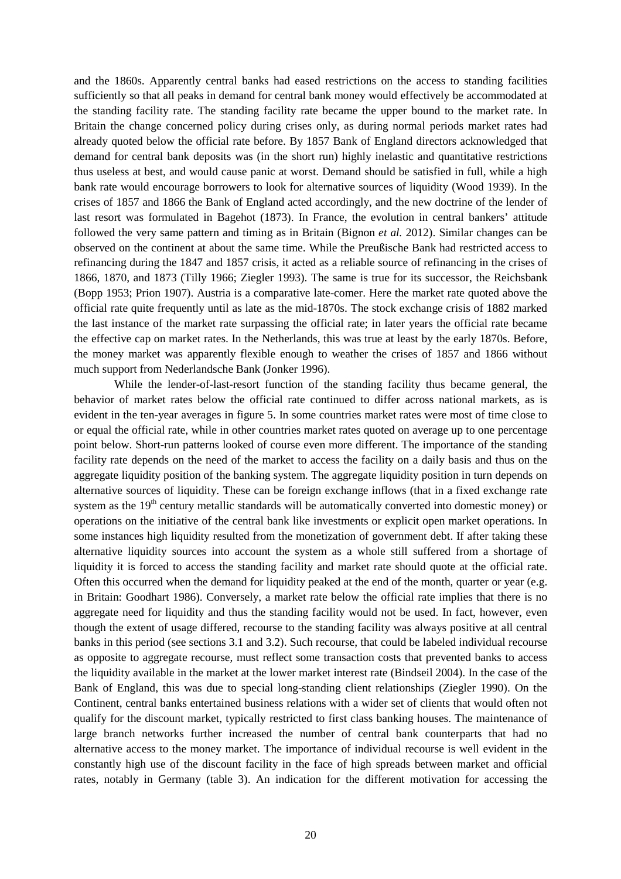and the 1860s. Apparently central banks had eased restrictions on the access to standing facilities sufficiently so that all peaks in demand for central bank money would effectively be accommodated at the standing facility rate. The standing facility rate became the upper bound to the market rate. In Britain the change concerned policy during crises only, as during normal periods market rates had already quoted below the official rate before. By 1857 Bank of England directors acknowledged that demand for central bank deposits was (in the short run) highly inelastic and quantitative restrictions thus useless at best, and would cause panic at worst. Demand should be satisfied in full, while a high bank rate would encourage borrowers to look for alternative sources of liquidity (Wood 1939). In the crises of 1857 and 1866 the Bank of England acted accordingly, and the new doctrine of the lender of last resort was formulated in Bagehot (1873). In France, the evolution in central bankers' attitude followed the very same pattern and timing as in Britain (Bignon *et al.* 2012). Similar changes can be observed on the continent at about the same time. While the Preußische Bank had restricted access to refinancing during the 1847 and 1857 crisis, it acted as a reliable source of refinancing in the crises of 1866, 1870, and 1873 (Tilly 1966; Ziegler 1993). The same is true for its successor, the Reichsbank (Bopp 1953; Prion 1907). Austria is a comparative late-comer. Here the market rate quoted above the official rate quite frequently until as late as the mid-1870s. The stock exchange crisis of 1882 marked the last instance of the market rate surpassing the official rate; in later years the official rate became the effective cap on market rates. In the Netherlands, this was true at least by the early 1870s. Before, the money market was apparently flexible enough to weather the crises of 1857 and 1866 without much support from Nederlandsche Bank (Jonker 1996).

While the lender-of-last-resort function of the standing facility thus became general, the behavior of market rates below the official rate continued to differ across national markets, as is evident in the ten-year averages in figure 5. In some countries market rates were most of time close to or equal the official rate, while in other countries market rates quoted on average up to one percentage point below. Short-run patterns looked of course even more different. The importance of the standing facility rate depends on the need of the market to access the facility on a daily basis and thus on the aggregate liquidity position of the banking system. The aggregate liquidity position in turn depends on alternative sources of liquidity. These can be foreign exchange inflows (that in a fixed exchange rate system as the 19th century metallic standards will be automatically converted into domestic money) or operations on the initiative of the central bank like investments or explicit open market operations. In some instances high liquidity resulted from the monetization of government debt. If after taking these alternative liquidity sources into account the system as a whole still suffered from a shortage of liquidity it is forced to access the standing facility and market rate should quote at the official rate. Often this occurred when the demand for liquidity peaked at the end of the month, quarter or year (e.g. in Britain: Goodhart 1986). Conversely, a market rate below the official rate implies that there is no aggregate need for liquidity and thus the standing facility would not be used. In fact, however, even though the extent of usage differed, recourse to the standing facility was always positive at all central banks in this period (see sections 3.1 and 3.2). Such recourse, that could be labeled individual recourse as opposite to aggregate recourse, must reflect some transaction costs that prevented banks to access the liquidity available in the market at the lower market interest rate (Bindseil 2004). In the case of the Bank of England, this was due to special long-standing client relationships (Ziegler 1990). On the Continent, central banks entertained business relations with a wider set of clients that would often not qualify for the discount market, typically restricted to first class banking houses. The maintenance of large branch networks further increased the number of central bank counterparts that had no alternative access to the money market. The importance of individual recourse is well evident in the constantly high use of the discount facility in the face of high spreads between market and official rates, notably in Germany (table 3). An indication for the different motivation for accessing the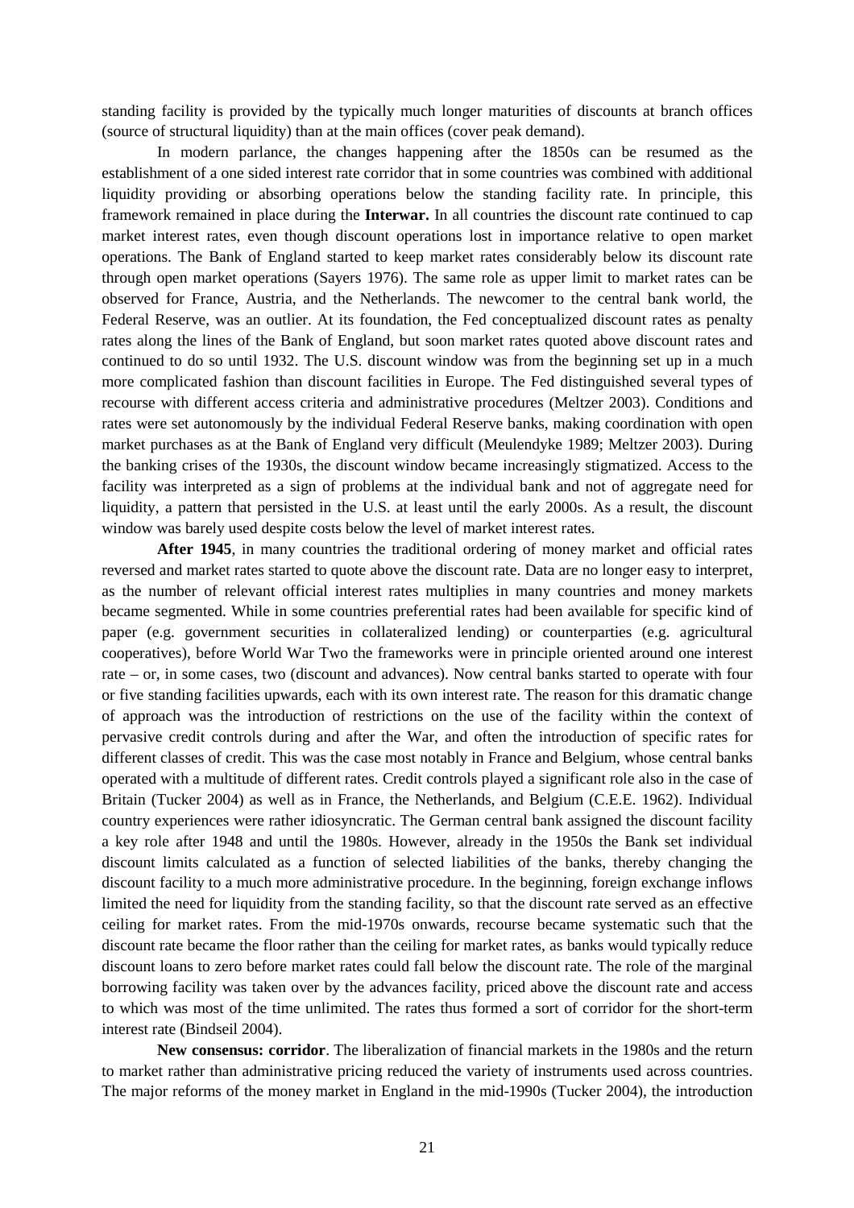standing facility is provided by the typically much longer maturities of discounts at branch offices (source of structural liquidity) than at the main offices (cover peak demand).

In modern parlance, the changes happening after the 1850s can be resumed as the establishment of a one sided interest rate corridor that in some countries was combined with additional liquidity providing or absorbing operations below the standing facility rate. In principle, this framework remained in place during the **Interwar.** In all countries the discount rate continued to cap market interest rates, even though discount operations lost in importance relative to open market operations. The Bank of England started to keep market rates considerably below its discount rate through open market operations (Sayers 1976). The same role as upper limit to market rates can be observed for France, Austria, and the Netherlands. The newcomer to the central bank world, the Federal Reserve, was an outlier. At its foundation, the Fed conceptualized discount rates as penalty rates along the lines of the Bank of England, but soon market rates quoted above discount rates and continued to do so until 1932. The U.S. discount window was from the beginning set up in a much more complicated fashion than discount facilities in Europe. The Fed distinguished several types of recourse with different access criteria and administrative procedures (Meltzer 2003). Conditions and rates were set autonomously by the individual Federal Reserve banks, making coordination with open market purchases as at the Bank of England very difficult (Meulendyke 1989; Meltzer 2003). During the banking crises of the 1930s, the discount window became increasingly stigmatized. Access to the facility was interpreted as a sign of problems at the individual bank and not of aggregate need for liquidity, a pattern that persisted in the U.S. at least until the early 2000s. As a result, the discount window was barely used despite costs below the level of market interest rates.

**After 1945**, in many countries the traditional ordering of money market and official rates reversed and market rates started to quote above the discount rate. Data are no longer easy to interpret, as the number of relevant official interest rates multiplies in many countries and money markets became segmented. While in some countries preferential rates had been available for specific kind of paper (e.g. government securities in collateralized lending) or counterparties (e.g. agricultural cooperatives), before World War Two the frameworks were in principle oriented around one interest rate – or, in some cases, two (discount and advances). Now central banks started to operate with four or five standing facilities upwards, each with its own interest rate. The reason for this dramatic change of approach was the introduction of restrictions on the use of the facility within the context of pervasive credit controls during and after the War, and often the introduction of specific rates for different classes of credit. This was the case most notably in France and Belgium, whose central banks operated with a multitude of different rates. Credit controls played a significant role also in the case of Britain (Tucker 2004) as well as in France, the Netherlands, and Belgium (C.E.E. 1962). Individual country experiences were rather idiosyncratic. The German central bank assigned the discount facility a key role after 1948 and until the 1980s. However, already in the 1950s the Bank set individual discount limits calculated as a function of selected liabilities of the banks, thereby changing the discount facility to a much more administrative procedure. In the beginning, foreign exchange inflows limited the need for liquidity from the standing facility, so that the discount rate served as an effective ceiling for market rates. From the mid-1970s onwards, recourse became systematic such that the discount rate became the floor rather than the ceiling for market rates, as banks would typically reduce discount loans to zero before market rates could fall below the discount rate. The role of the marginal borrowing facility was taken over by the advances facility, priced above the discount rate and access to which was most of the time unlimited. The rates thus formed a sort of corridor for the short-term interest rate (Bindseil 2004).

**New consensus: corridor**. The liberalization of financial markets in the 1980s and the return to market rather than administrative pricing reduced the variety of instruments used across countries. The major reforms of the money market in England in the mid-1990s (Tucker 2004), the introduction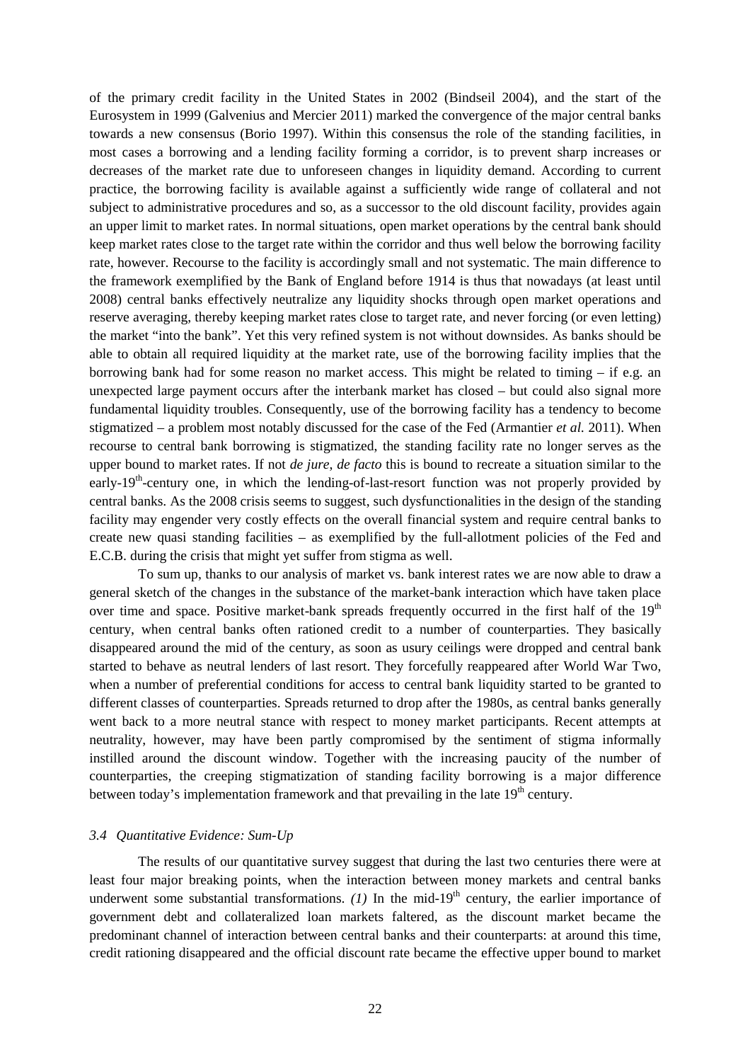of the primary credit facility in the United States in 2002 (Bindseil 2004), and the start of the Eurosystem in 1999 (Galvenius and Mercier 2011) marked the convergence of the major central banks towards a new consensus (Borio 1997). Within this consensus the role of the standing facilities, in most cases a borrowing and a lending facility forming a corridor, is to prevent sharp increases or decreases of the market rate due to unforeseen changes in liquidity demand. According to current practice, the borrowing facility is available against a sufficiently wide range of collateral and not subject to administrative procedures and so, as a successor to the old discount facility, provides again an upper limit to market rates. In normal situations, open market operations by the central bank should keep market rates close to the target rate within the corridor and thus well below the borrowing facility rate, however. Recourse to the facility is accordingly small and not systematic. The main difference to the framework exemplified by the Bank of England before 1914 is thus that nowadays (at least until 2008) central banks effectively neutralize any liquidity shocks through open market operations and reserve averaging, thereby keeping market rates close to target rate, and never forcing (or even letting) the market "into the bank". Yet this very refined system is not without downsides. As banks should be able to obtain all required liquidity at the market rate, use of the borrowing facility implies that the borrowing bank had for some reason no market access. This might be related to timing – if e.g. an unexpected large payment occurs after the interbank market has closed – but could also signal more fundamental liquidity troubles. Consequently, use of the borrowing facility has a tendency to become stigmatized – a problem most notably discussed for the case of the Fed (Armantier *et al.* 2011). When recourse to central bank borrowing is stigmatized, the standing facility rate no longer serves as the upper bound to market rates. If not *de jure*, *de facto* this is bound to recreate a situation similar to the early-19th-century one, in which the lending-of-last-resort function was not properly provided by central banks. As the 2008 crisis seems to suggest, such dysfunctionalities in the design of the standing facility may engender very costly effects on the overall financial system and require central banks to create new quasi standing facilities – as exemplified by the full-allotment policies of the Fed and E.C.B. during the crisis that might yet suffer from stigma as well.

To sum up, thanks to our analysis of market vs. bank interest rates we are now able to draw a general sketch of the changes in the substance of the market-bank interaction which have taken place over time and space. Positive market-bank spreads frequently occurred in the first half of the 19th century, when central banks often rationed credit to a number of counterparties. They basically disappeared around the mid of the century, as soon as usury ceilings were dropped and central bank started to behave as neutral lenders of last resort. They forcefully reappeared after World War Two, when a number of preferential conditions for access to central bank liquidity started to be granted to different classes of counterparties. Spreads returned to drop after the 1980s, as central banks generally went back to a more neutral stance with respect to money market participants. Recent attempts at neutrality, however, may have been partly compromised by the sentiment of stigma informally instilled around the discount window. Together with the increasing paucity of the number of counterparties, the creeping stigmatization of standing facility borrowing is a major difference between today's implementation framework and that prevailing in the late 19th century.

### *3.4 Quantitative Evidence: Sum-Up*

The results of our quantitative survey suggest that during the last two centuries there were at least four major breaking points, when the interaction between money markets and central banks underwent some substantial transformations. *(1)* In the mid-19th century, the earlier importance of government debt and collateralized loan markets faltered, as the discount market became the predominant channel of interaction between central banks and their counterparts: at around this time, credit rationing disappeared and the official discount rate became the effective upper bound to market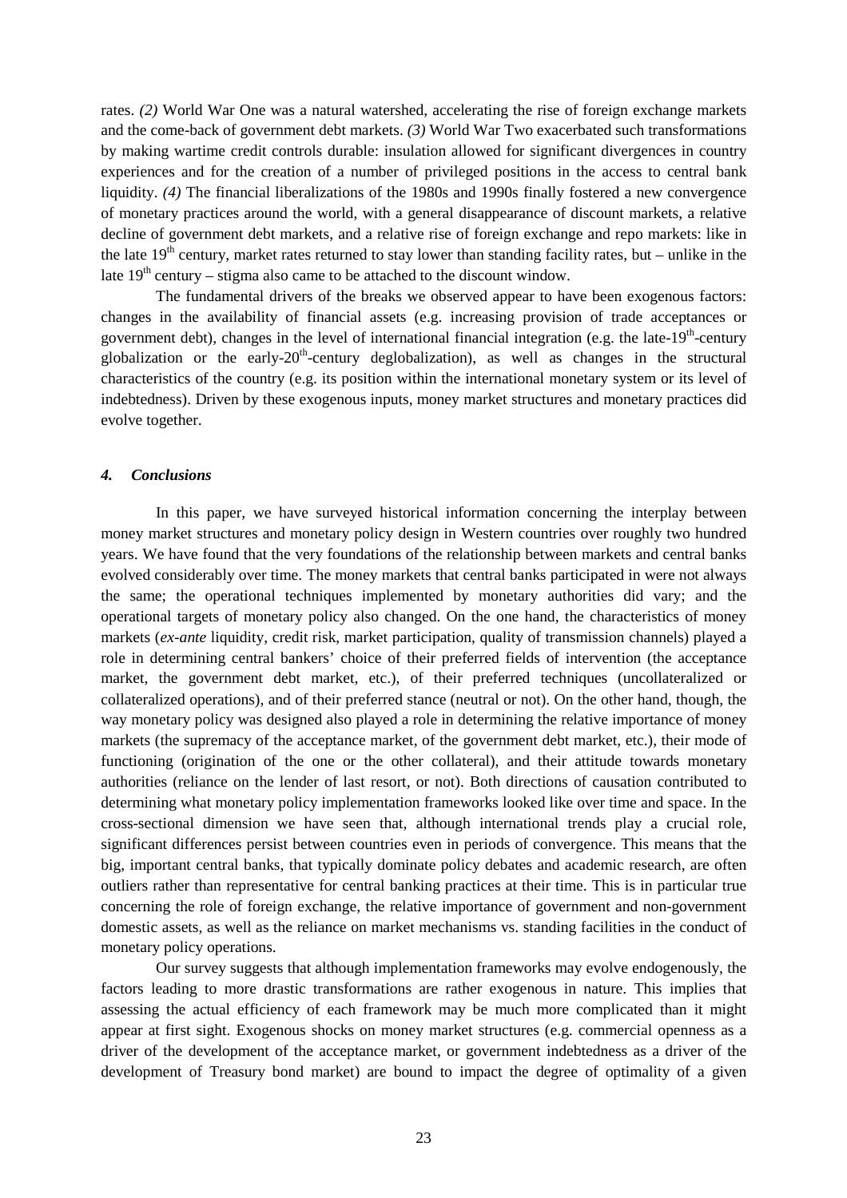rates. *(2)* World War One was a natural watershed, accelerating the rise of foreign exchange markets and the come-back of government debt markets. *(3)* World War Two exacerbated such transformations by making wartime credit controls durable: insulation allowed for significant divergences in country experiences and for the creation of a number of privileged positions in the access to central bank liquidity. *(4)* The financial liberalizations of the 1980s and 1990s finally fostered a new convergence of monetary practices around the world, with a general disappearance of discount markets, a relative decline of government debt markets, and a relative rise of foreign exchange and repo markets: like in the late 19th century, market rates returned to stay lower than standing facility rates, but – unlike in the late 19th century – stigma also came to be attached to the discount window.

The fundamental drivers of the breaks we observed appear to have been exogenous factors: changes in the availability of financial assets (e.g. increasing provision of trade acceptances or government debt), changes in the level of international financial integration (e.g. the late-19th-century globalization or the early-20th-century deglobalization), as well as changes in the structural characteristics of the country (e.g. its position within the international monetary system or its level of indebtedness). Driven by these exogenous inputs, money market structures and monetary practices did evolve together.

## *4. Conclusions*

In this paper, we have surveyed historical information concerning the interplay between money market structures and monetary policy design in Western countries over roughly two hundred years. We have found that the very foundations of the relationship between markets and central banks evolved considerably over time. The money markets that central banks participated in were not always the same; the operational techniques implemented by monetary authorities did vary; and the operational targets of monetary policy also changed. On the one hand, the characteristics of money markets (*ex-ante* liquidity, credit risk, market participation, quality of transmission channels) played a role in determining central bankers' choice of their preferred fields of intervention (the acceptance market, the government debt market, etc.), of their preferred techniques (uncollateralized or collateralized operations), and of their preferred stance (neutral or not). On the other hand, though, the way monetary policy was designed also played a role in determining the relative importance of money markets (the supremacy of the acceptance market, of the government debt market, etc.), their mode of functioning (origination of the one or the other collateral), and their attitude towards monetary authorities (reliance on the lender of last resort, or not). Both directions of causation contributed to determining what monetary policy implementation frameworks looked like over time and space. In the cross-sectional dimension we have seen that, although international trends play a crucial role, significant differences persist between countries even in periods of convergence. This means that the big, important central banks, that typically dominate policy debates and academic research, are often outliers rather than representative for central banking practices at their time. This is in particular true concerning the role of foreign exchange, the relative importance of government and non-government domestic assets, as well as the reliance on market mechanisms vs. standing facilities in the conduct of monetary policy operations.

Our survey suggests that although implementation frameworks may evolve endogenously, the factors leading to more drastic transformations are rather exogenous in nature. This implies that assessing the actual efficiency of each framework may be much more complicated than it might appear at first sight. Exogenous shocks on money market structures (e.g. commercial openness as a driver of the development of the acceptance market, or government indebtedness as a driver of the development of Treasury bond market) are bound to impact the degree of optimality of a given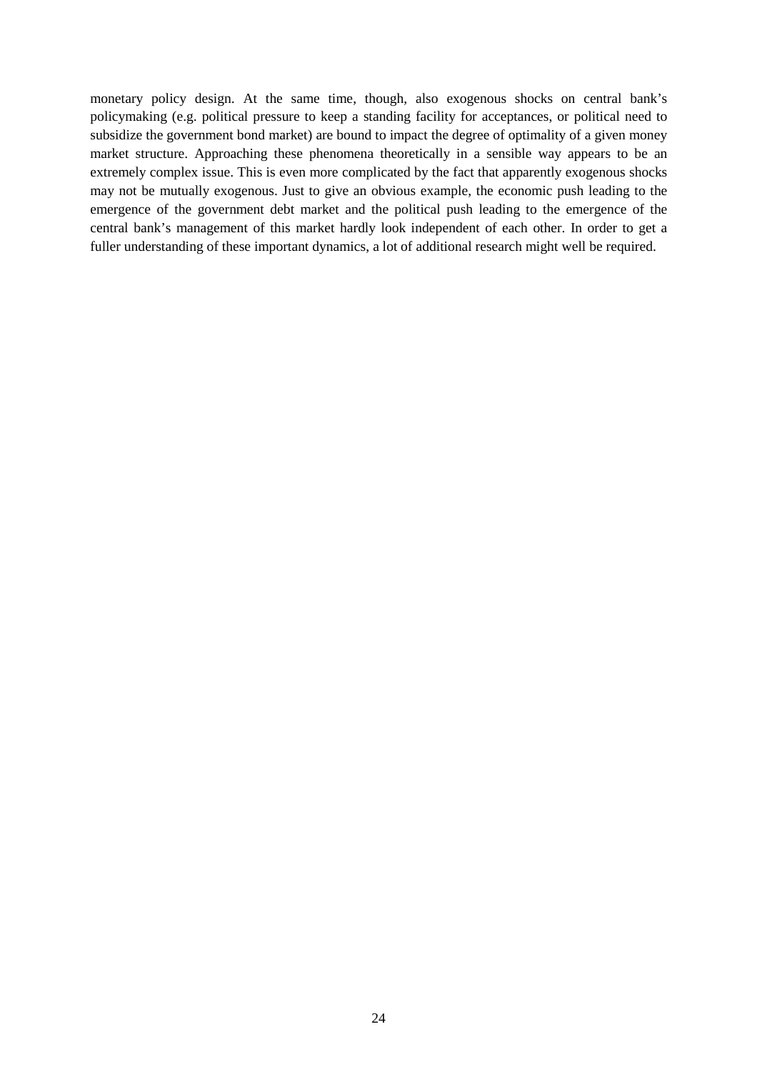monetary policy design. At the same time, though, also exogenous shocks on central bank's policymaking (e.g. political pressure to keep a standing facility for acceptances, or political need to subsidize the government bond market) are bound to impact the degree of optimality of a given money market structure. Approaching these phenomena theoretically in a sensible way appears to be an extremely complex issue. This is even more complicated by the fact that apparently exogenous shocks may not be mutually exogenous. Just to give an obvious example, the economic push leading to the emergence of the government debt market and the political push leading to the emergence of the central bank's management of this market hardly look independent of each other. In order to get a fuller understanding of these important dynamics, a lot of additional research might well be required.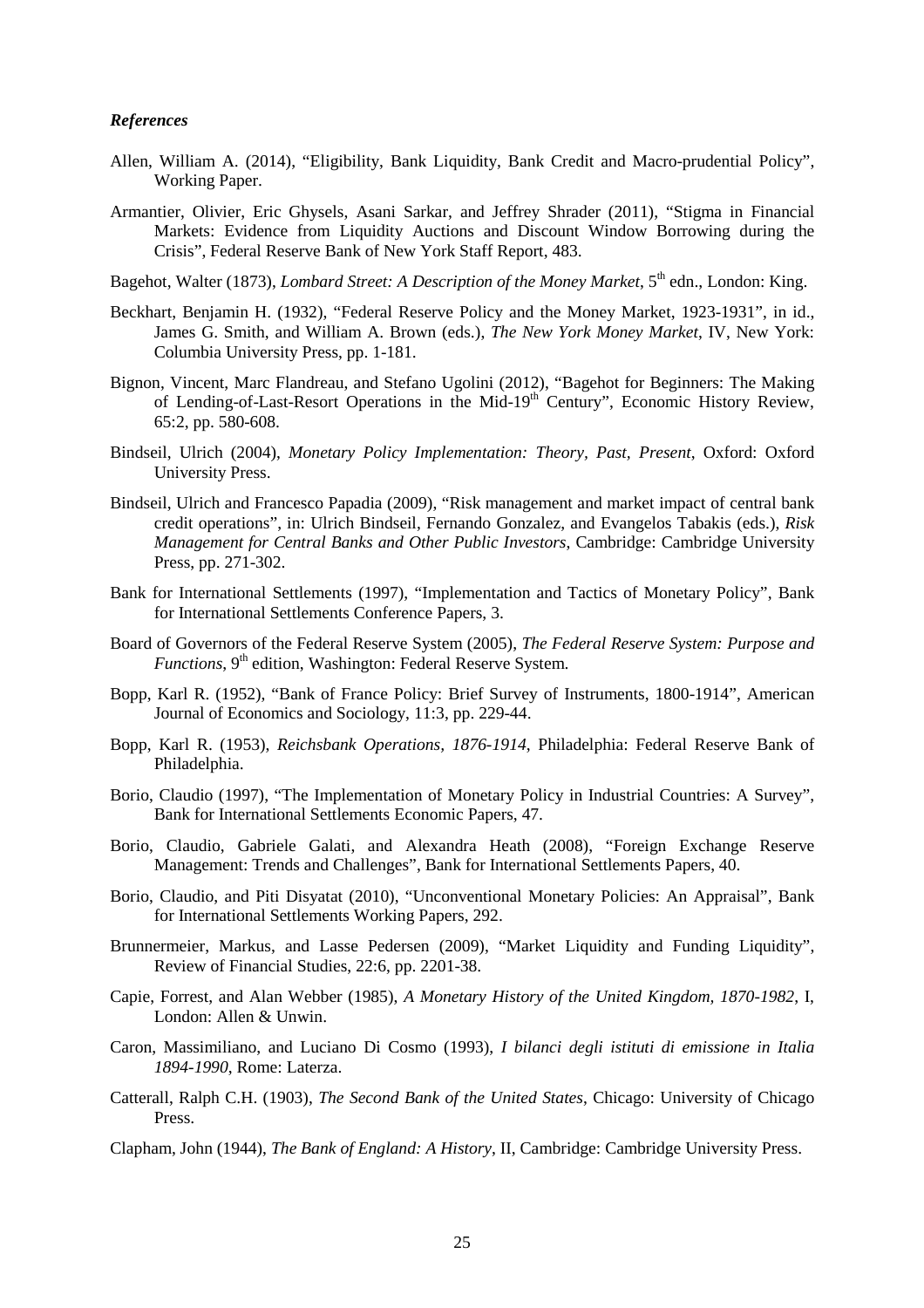***References***

Allen, William A. (2014), "Eligibility, Bank Liquidity, Bank Credit and Macro-prudential Policy", Working Paper.

Armantier, Olivier, Eric Ghysels, Asani Sarkar, and Jeffrey Shrader (2011), "Stigma in Financial Markets: Evidence from Liquidity Auctions and Discount Window Borrowing during the Crisis", Federal Reserve Bank of New York Staff Report, 483.

Bagehot, Walter (1873), *Lombard Street: A Description of the Money Market*, 5th edn., London: King.

Beckhart, Benjamin H. (1932), "Federal Reserve Policy and the Money Market, 1923-1931", in id., James G. Smith, and William A. Brown (eds.), *The New York Money Market*, IV, New York: Columbia University Press, pp. 1-181.

Bignon, Vincent, Marc Flandreau, and Stefano Ugolini (2012), "Bagehot for Beginners: The Making of Lending-of-Last-Resort Operations in the Mid-19th Century", Economic History Review, 65:2, pp. 580-608.

Bindseil, Ulrich (2004), *Monetary Policy Implementation: Theory, Past, Present*, Oxford: Oxford University Press.

Bindseil, Ulrich and Francesco Papadia (2009), "Risk management and market impact of central bank credit operations", in: Ulrich Bindseil, Fernando Gonzalez, and Evangelos Tabakis (eds.), *Risk Management for Central Banks and Other Public Investors*, Cambridge: Cambridge University Press, pp. 271-302.

Bank for International Settlements (1997), "Implementation and Tactics of Monetary Policy", Bank for International Settlements Conference Papers, 3.

Board of Governors of the Federal Reserve System (2005), *The Federal Reserve System: Purpose and Functions*, 9th edition, Washington: Federal Reserve System.

Bopp, Karl R. (1952), "Bank of France Policy: Brief Survey of Instruments, 1800-1914", American Journal of Economics and Sociology, 11:3, pp. 229-44.

Bopp, Karl R. (1953), *Reichsbank Operations, 1876-1914*, Philadelphia: Federal Reserve Bank of Philadelphia.

Borio, Claudio (1997), "The Implementation of Monetary Policy in Industrial Countries: A Survey", Bank for International Settlements Economic Papers, 47.

Borio, Claudio, Gabriele Galati, and Alexandra Heath (2008), "Foreign Exchange Reserve Management: Trends and Challenges", Bank for International Settlements Papers, 40.

Borio, Claudio, and Piti Disyatat (2010), "Unconventional Monetary Policies: An Appraisal", Bank for International Settlements Working Papers, 292.

Brunnermeier, Markus, and Lasse Pedersen (2009), "Market Liquidity and Funding Liquidity", Review of Financial Studies, 22:6, pp. 2201-38.

Capie, Forrest, and Alan Webber (1985), *A Monetary History of the United Kingdom, 1870-1982*, I, London: Allen & Unwin.

Caron, Massimiliano, and Luciano Di Cosmo (1993), *I bilanci degli istituti di emissione in Italia 1894-1990*, Rome: Laterza.

Catterall, Ralph C.H. (1903), *The Second Bank of the United States*, Chicago: University of Chicago Press.

Clapham, John (1944), *The Bank of England: A History*, II, Cambridge: Cambridge University Press.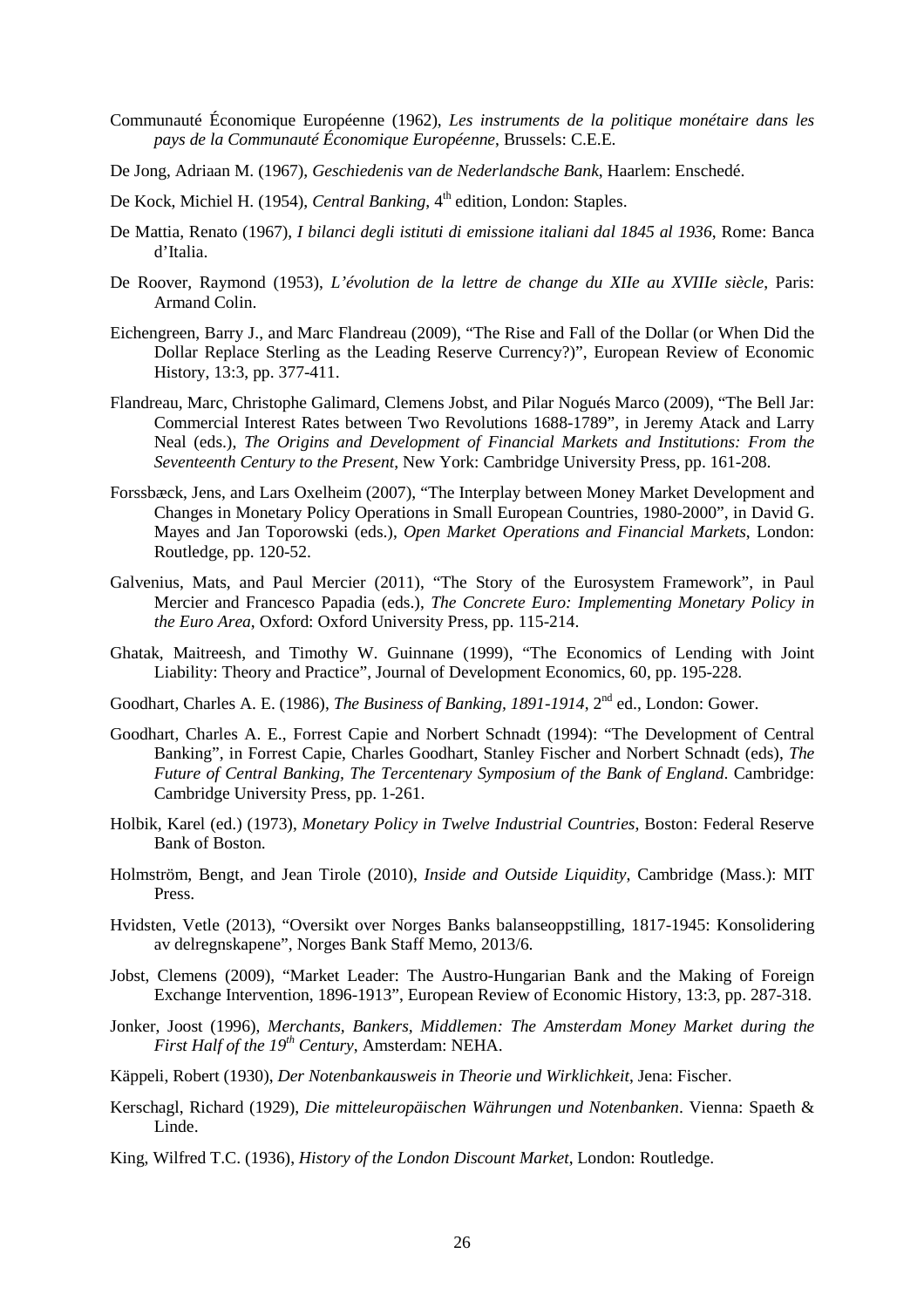Communauté Économique Européenne (1962), *Les instruments de la politique monétaire dans les pays de la Communauté Économique Européenne*, Brussels: C.E.E.

De Jong, Adriaan M. (1967), *Geschiedenis van de Nederlandsche Bank*, Haarlem: Enschedé.

De Kock, Michiel H. (1954), *Central Banking*, 4th edition, London: Staples.

De Mattia, Renato (1967), *I bilanci degli istituti di emissione italiani dal 1845 al 1936*, Rome: Banca d'Italia.

De Roover, Raymond (1953), *L'évolution de la lettre de change du XIIe au XVIIIe siècle*, Paris: Armand Colin.

Eichengreen, Barry J., and Marc Flandreau (2009), "The Rise and Fall of the Dollar (or When Did the Dollar Replace Sterling as the Leading Reserve Currency?)", European Review of Economic History, 13:3, pp. 377-411.

Flandreau, Marc, Christophe Galimard, Clemens Jobst, and Pilar Nogués Marco (2009), "The Bell Jar: Commercial Interest Rates between Two Revolutions 1688-1789", in Jeremy Atack and Larry Neal (eds.), *The Origins and Development of Financial Markets and Institutions: From the Seventeenth Century to the Present*, New York: Cambridge University Press, pp. 161-208.

Forssbæck, Jens, and Lars Oxelheim (2007), "The Interplay between Money Market Development and Changes in Monetary Policy Operations in Small European Countries, 1980-2000", in David G. Mayes and Jan Toporowski (eds.), *Open Market Operations and Financial Markets*, London: Routledge, pp. 120-52.

Galvenius, Mats, and Paul Mercier (2011), "The Story of the Eurosystem Framework", in Paul Mercier and Francesco Papadia (eds.), *The Concrete Euro: Implementing Monetary Policy in the Euro Area*, Oxford: Oxford University Press, pp. 115-214.

Ghatak, Maitreesh, and Timothy W. Guinnane (1999), "The Economics of Lending with Joint Liability: Theory and Practice", Journal of Development Economics, 60, pp. 195-228.

Goodhart, Charles A. E. (1986), *The Business of Banking, 1891-1914*, 2nd ed., London: Gower.

Goodhart, Charles A. E., Forrest Capie and Norbert Schnadt (1994): "The Development of Central Banking", in Forrest Capie, Charles Goodhart, Stanley Fischer and Norbert Schnadt (eds), *The Future of Central Banking, The Tercentenary Symposium of the Bank of England*. Cambridge: Cambridge University Press, pp. 1-261.

Holbik, Karel (ed.) (1973), *Monetary Policy in Twelve Industrial Countries*, Boston: Federal Reserve Bank of Boston.

Holmström, Bengt, and Jean Tirole (2010), *Inside and Outside Liquidity*, Cambridge (Mass.): MIT Press.

Hvidsten, Vetle (2013), "Oversikt over Norges Banks balanseoppstilling, 1817-1945: Konsolidering av delregnskapene", Norges Bank Staff Memo, 2013/6.

Jobst, Clemens (2009), "Market Leader: The Austro-Hungarian Bank and the Making of Foreign Exchange Intervention, 1896-1913", European Review of Economic History, 13:3, pp. 287-318.

Jonker, Joost (1996), *Merchants, Bankers, Middlemen: The Amsterdam Money Market during the First Half of the 19th Century*, Amsterdam: NEHA.

Käppeli, Robert (1930), *Der Notenbankausweis in Theorie und Wirklichkeit*, Jena: Fischer.

Kerschagl, Richard (1929), *Die mitteleuropäischen Währungen und Notenbanken*. Vienna: Spaeth & Linde.

King, Wilfred T.C. (1936), *History of the London Discount Market*, London: Routledge.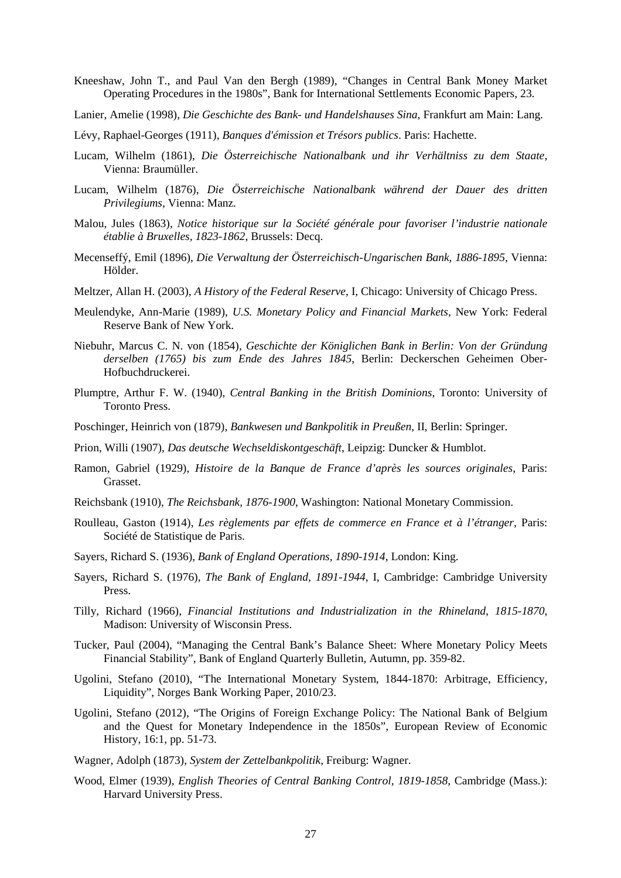Kneeshaw, John T., and Paul Van den Bergh (1989), "Changes in Central Bank Money Market Operating Procedures in the 1980s", Bank for International Settlements Economic Papers, 23.

Lanier, Amelie (1998), *Die Geschichte des Bank- und Handelshauses Sina*, Frankfurt am Main: Lang.

Lévy, Raphael-Georges (1911), *Banques d'émission et Trésors publics*. Paris: Hachette.

Lucam, Wilhelm (1861), *Die Österreichische Nationalbank und ihr Verhältniss zu dem Staate*, Vienna: Braumüller.

Lucam, Wilhelm (1876), *Die Österreichische Nationalbank während der Dauer des dritten Privilegiums*, Vienna: Manz.

Malou, Jules (1863), *Notice historique sur la Société générale pour favoriser l'industrie nationale établie à Bruxelles, 1823-1862*, Brussels: Decq.

Mecenseffý, Emil (1896), *Die Verwaltung der Österreichisch-Ungarischen Bank, 1886-1895*, Vienna: Hölder.

Meltzer, Allan H. (2003), *A History of the Federal Reserve*, I, Chicago: University of Chicago Press.

Meulendyke, Ann-Marie (1989), *U.S. Monetary Policy and Financial Markets*, New York: Federal Reserve Bank of New York.

Niebuhr, Marcus C. N. von (1854), *Geschichte der Königlichen Bank in Berlin: Von der Gründung derselben (1765) bis zum Ende des Jahres 1845*, Berlin: Deckerschen Geheimen Ober-Hofbuchdruckerei.

Plumptre, Arthur F. W. (1940), *Central Banking in the British Dominions*, Toronto: University of Toronto Press.

Poschinger, Heinrich von (1879), *Bankwesen und Bankpolitik in Preußen*, II, Berlin: Springer.

Prion, Willi (1907), *Das deutsche Wechseldiskontgeschäft*, Leipzig: Duncker & Humblot.

Ramon, Gabriel (1929), *Histoire de la Banque de France d'après les sources originales*, Paris: Grasset.

Reichsbank (1910), *The Reichsbank, 1876-1900*, Washington: National Monetary Commission.

Roulleau, Gaston (1914), *Les règlements par effets de commerce en France et à l'étranger*, Paris: Société de Statistique de Paris.

Sayers, Richard S. (1936), *Bank of England Operations, 1890-1914*, London: King.

Sayers, Richard S. (1976), *The Bank of England, 1891-1944*, I, Cambridge: Cambridge University Press.

Tilly, Richard (1966), *Financial Institutions and Industrialization in the Rhineland, 1815-1870*, Madison: University of Wisconsin Press.

Tucker, Paul (2004), "Managing the Central Bank's Balance Sheet: Where Monetary Policy Meets Financial Stability", Bank of England Quarterly Bulletin, Autumn, pp. 359-82.

Ugolini, Stefano (2010), "The International Monetary System, 1844-1870: Arbitrage, Efficiency, Liquidity", Norges Bank Working Paper, 2010/23.

Ugolini, Stefano (2012), "The Origins of Foreign Exchange Policy: The National Bank of Belgium and the Quest for Monetary Independence in the 1850s", European Review of Economic History, 16:1, pp. 51-73.

Wagner, Adolph (1873), *System der Zettelbankpolitik*, Freiburg: Wagner.

Wood, Elmer (1939), *English Theories of Central Banking Control, 1819-1858*, Cambridge (Mass.): Harvard University Press.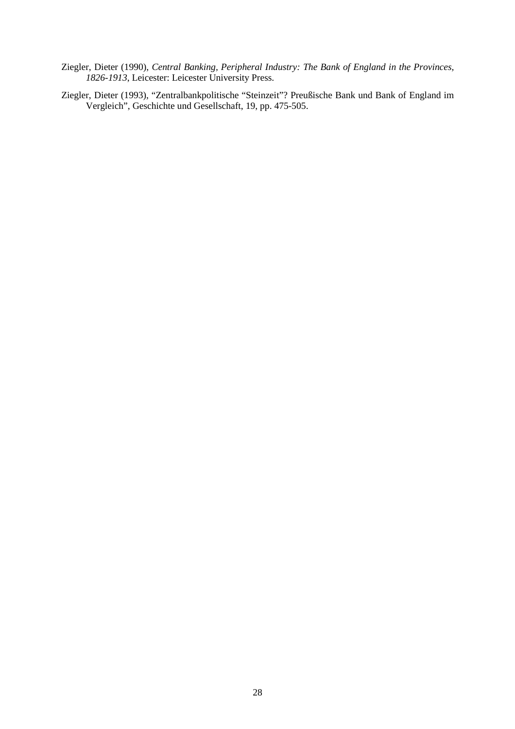Ziegler, Dieter (1990), *Central Banking, Peripheral Industry: The Bank of England in the Provinces, 1826-1913*, Leicester: Leicester University Press.

Ziegler, Dieter (1993), "Zentralbankpolitische "Steinzeit"? Preußische Bank und Bank of England im Vergleich", Geschichte und Gesellschaft, 19, pp. 475-505.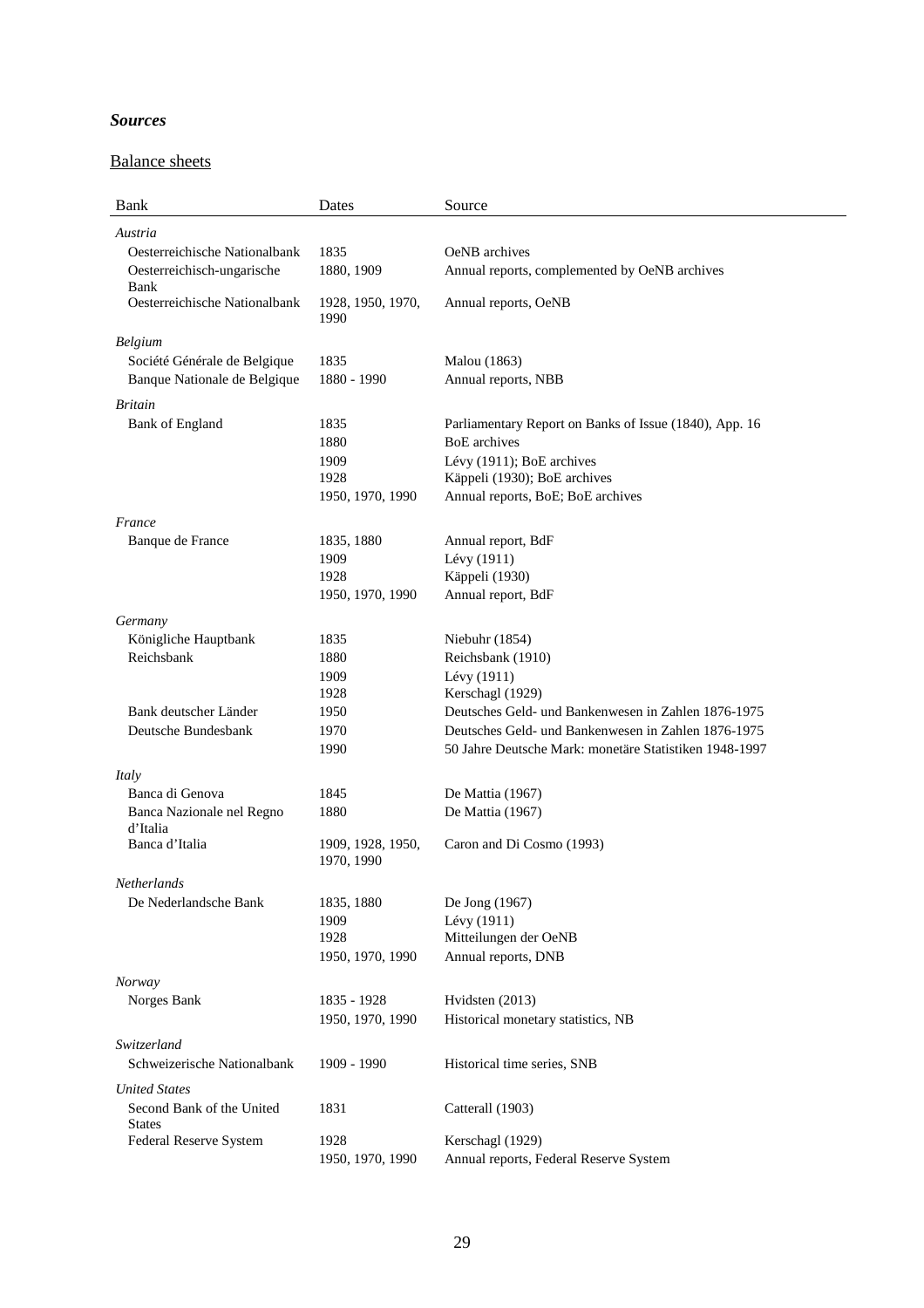### *Sources*

Balance sheets

| Bank | Dates | Source |
|---|---|---|
| *Austria* | | |
| Oesterreichische Nationalbank | 1835 | OeNB archives |
| Oesterreichisch-ungarische Bank | 1880, 1909 | Annual reports, complemented by OeNB archives |
| Oesterreichische Nationalbank | 1928, 1950, 1970, 1990 | Annual reports, OeNB |
| *Belgium* | | |
| Société Générale de Belgique | 1835 | Malou (1863) |
| Banque Nationale de Belgique | 1880 - 1990 | Annual reports, NBB |
| *Britain* | | |
| Bank of England | 1835 | Parliamentary Report on Banks of Issue (1840), App. 16 |
| | 1880 | BoE archives |
| | 1909 | Lévy (1911); BoE archives |
| | 1928 | Käppeli (1930); BoE archives |
| | 1950, 1970, 1990 | Annual reports, BoE; BoE archives |
| *France* | | |
| Banque de France | 1835, 1880 | Annual report, BdF |
| | 1909 | Lévy (1911) |
| | 1928 | Käppeli (1930) |
| | 1950, 1970, 1990 | Annual report, BdF |
| *Germany* | | |
| Königliche Hauptbank | 1835 | Niebuhr (1854) |
| Reichsbank | 1880 | Reichsbank (1910) |
| | 1909 | Lévy (1911) |
| | 1928 | Kerschagl (1929) |
| Bank deutscher Länder | 1950 | Deutsches Geld- und Bankenwesen in Zahlen 1876-1975 |
| Deutsche Bundesbank | 1970 | Deutsches Geld- und Bankenwesen in Zahlen 1876-1975 |
| | 1990 | 50 Jahre Deutsche Mark: monetäre Statistiken 1948-1997 |
| *Italy* | | |
| Banca di Genova | 1845 | De Mattia (1967) |
| Banca Nazionale nel Regno d'Italia | 1880 | De Mattia (1967) |
| Banca d'Italia | 1909, 1928, 1950, 1970, 1990 | Caron and Di Cosmo (1993) |
| *Netherlands* | | |
| De Nederlandsche Bank | 1835, 1880 | De Jong (1967) |
| | 1909 | Lévy (1911) |
| | 1928 | Mitteilungen der OeNB |
| | 1950, 1970, 1990 | Annual reports, DNB |
| *Norway* | | |
| Norges Bank | 1835 - 1928 | Hvidsten (2013) |
| | 1950, 1970, 1990 | Historical monetary statistics, NB |
| *Switzerland* | | |
| Schweizerische Nationalbank | 1909 - 1990 | Historical time series, SNB |
| *United States* | | |
| Second Bank of the United States | 1831 | Catterall (1903) |
| Federal Reserve System | 1928 | Kerschagl (1929) |
| | 1950, 1970, 1990 | Annual reports, Federal Reserve System |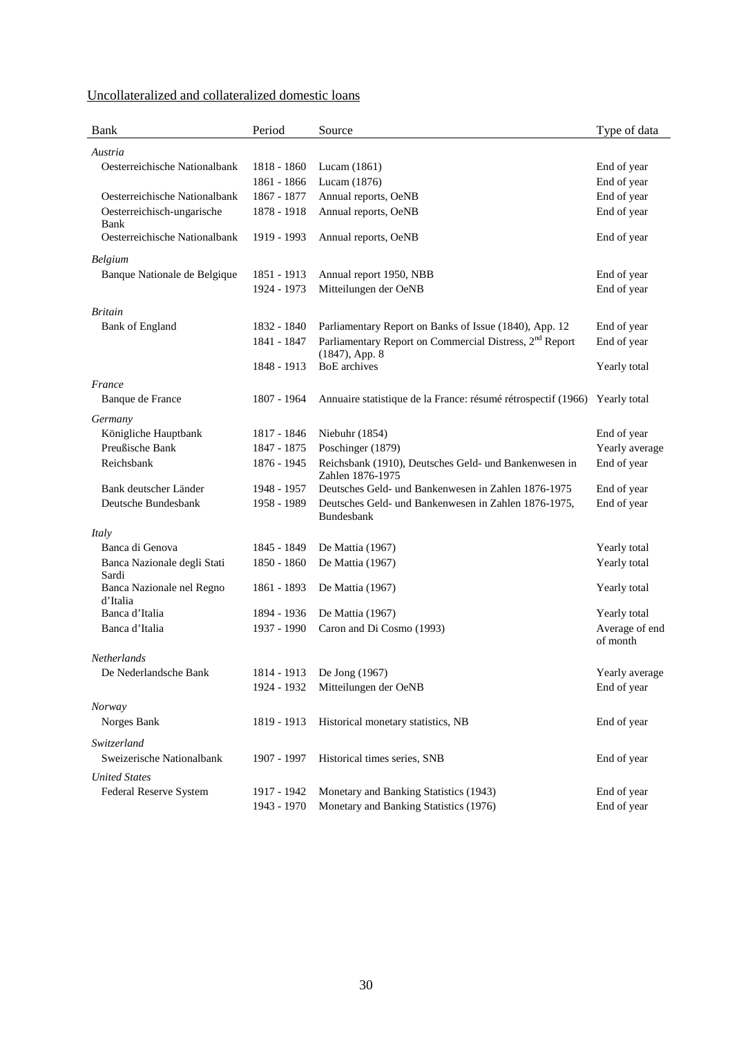Uncollateralized and collateralized domestic loans

| Bank | Period | Source | Type of data |
|---|---|---|---|
| *Austria* | | | |
| Oesterreichische Nationalbank | 1818 - 1860 | Lucam (1861) | End of year |
| | 1861 - 1866 | Lucam (1876) | End of year |
| Oesterreichische Nationalbank | 1867 - 1877 | Annual reports, OeNB | End of year |
| Oesterreichisch-ungarische Bank | 1878 - 1918 | Annual reports, OeNB | End of year |
| Oesterreichische Nationalbank | 1919 - 1993 | Annual reports, OeNB | End of year |
| *Belgium* | | | |
| Banque Nationale de Belgique | 1851 - 1913 | Annual report 1950, NBB | End of year |
| | 1924 - 1973 | Mitteilungen der OeNB | End of year |
| *Britain* | | | |
| Bank of England | 1832 - 1840 | Parliamentary Report on Banks of Issue (1840), App. 12 | End of year |
| | 1841 - 1847 | Parliamentary Report on Commercial Distress, 2nd Report (1847), App. 8 | End of year |
| | 1848 - 1913 | BoE archives | Yearly total |
| *France* | | | |
| Banque de France | 1807 - 1964 | Annuaire statistique de la France: résumé rétrospectif (1966) | Yearly total |
| *Germany* | | | |
| Königliche Hauptbank | 1817 - 1846 | Niebuhr (1854) | End of year |
| Preußische Bank | 1847 - 1875 | Poschinger (1879) | Yearly average |
| Reichsbank | 1876 - 1945 | Reichsbank (1910), Deutsches Geld- und Bankenwesen in Zahlen 1876-1975 | End of year |
| Bank deutscher Länder | 1948 - 1957 | Deutsches Geld- und Bankenwesen in Zahlen 1876-1975 | End of year |
| Deutsche Bundesbank | 1958 - 1989 | Deutsches Geld- und Bankenwesen in Zahlen 1876-1975, Bundesbank | End of year |
| *Italy* | | | |
| Banca di Genova | 1845 - 1849 | De Mattia (1967) | Yearly total |
| Banca Nazionale degli Stati Sardi | 1850 - 1860 | De Mattia (1967) | Yearly total |
| Banca Nazionale nel Regno d'Italia | 1861 - 1893 | De Mattia (1967) | Yearly total |
| Banca d'Italia | 1894 - 1936 | De Mattia (1967) | Yearly total |
| Banca d'Italia | 1937 - 1990 | Caron and Di Cosmo (1993) | Average of end of month |
| *Netherlands* | | | |
| De Nederlandsche Bank | 1814 - 1913 | De Jong (1967) | Yearly average |
| | 1924 - 1932 | Mitteilungen der OeNB | End of year |
| *Norway* | | | |
| Norges Bank | 1819 - 1913 | Historical monetary statistics, NB | End of year |
| *Switzerland* | | | |
| Sweizerische Nationalbank | 1907 - 1997 | Historical times series, SNB | End of year |
| *United States* | | | |
| Federal Reserve System | 1917 - 1942 | Monetary and Banking Statistics (1943) | End of year |
| | 1943 - 1970 | Monetary and Banking Statistics (1976) | End of year |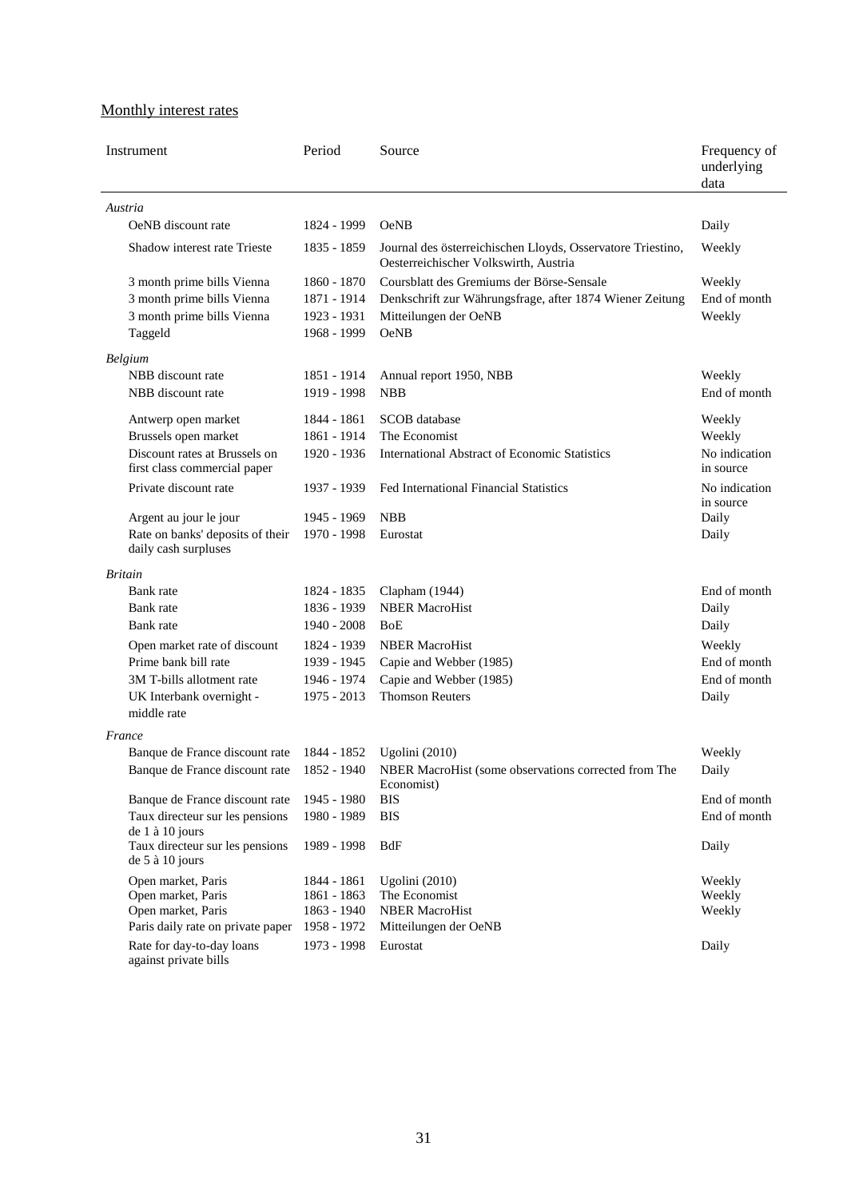Monthly interest rates

| Instrument | Period | Source | Frequency of underlying data |
|---|---|---|---|
| *Austria* | | | |
| OeNB discount rate | 1824 - 1999 | OeNB | Daily |
| Shadow interest rate Trieste | 1835 - 1859 | Journal des österreichischen Lloyds, Osservatore Triestino, Oesterreichischer Volkswirth, Austria | Weekly |
| 3 month prime bills Vienna | 1860 - 1870 | Coursblatt des Gremiums der Börse-Sensale | Weekly |
| 3 month prime bills Vienna | 1871 - 1914 | Denkschrift zur Währungsfrage, after 1874 Wiener Zeitung | End of month |
| 3 month prime bills Vienna | 1923 - 1931 | Mitteilungen der OeNB | Weekly |
| Taggeld | 1968 - 1999 | OeNB | |
| *Belgium* | | | |
| NBB discount rate | 1851 - 1914 | Annual report 1950, NBB | Weekly |
| NBB discount rate | 1919 - 1998 | NBB | End of month |
| Antwerp open market | 1844 - 1861 | SCOB database | Weekly |
| Brussels open market | 1861 - 1914 | The Economist | Weekly |
| Discount rates at Brussels on first class commercial paper | 1920 - 1936 | International Abstract of Economic Statistics | No indication in source |
| Private discount rate | 1937 - 1939 | Fed International Financial Statistics | No indication in source |
| Argent au jour le jour | 1945 - 1969 | NBB | Daily |
| Rate on banks' deposits of their daily cash surpluses | 1970 - 1998 | Eurostat | Daily |
| *Britain* | | | |
| Bank rate | 1824 - 1835 | Clapham (1944) | End of month |
| Bank rate | 1836 - 1939 | NBER MacroHist | Daily |
| Bank rate | 1940 - 2008 | BoE | Daily |
| Open market rate of discount | 1824 - 1939 | NBER MacroHist | Weekly |
| Prime bank bill rate | 1939 - 1945 | Capie and Webber (1985) | End of month |
| 3M T-bills allotment rate | 1946 - 1974 | Capie and Webber (1985) | End of month |
| UK Interbank overnight - middle rate | 1975 - 2013 | Thomson Reuters | Daily |
| *France* | | | |
| Banque de France discount rate | 1844 - 1852 | Ugolini (2010) | Weekly |
| Banque de France discount rate | 1852 - 1940 | NBER MacroHist (some observations corrected from The Economist) | Daily |
| Banque de France discount rate | 1945 - 1980 | BIS | End of month |
| Taux directeur sur les pensions de 1 à 10 jours | 1980 - 1989 | BIS | End of month |
| Taux directeur sur les pensions de 5 à 10 jours | 1989 - 1998 | BdF | Daily |
| Open market, Paris | 1844 - 1861 | Ugolini (2010) | Weekly |
| Open market, Paris | 1861 - 1863 | The Economist | Weekly |
| Open market, Paris | 1863 - 1940 | NBER MacroHist | Weekly |
| Paris daily rate on private paper | 1958 - 1972 | Mitteilungen der OeNB | |
| Rate for day-to-day loans against private bills | 1973 - 1998 | Eurostat | Daily |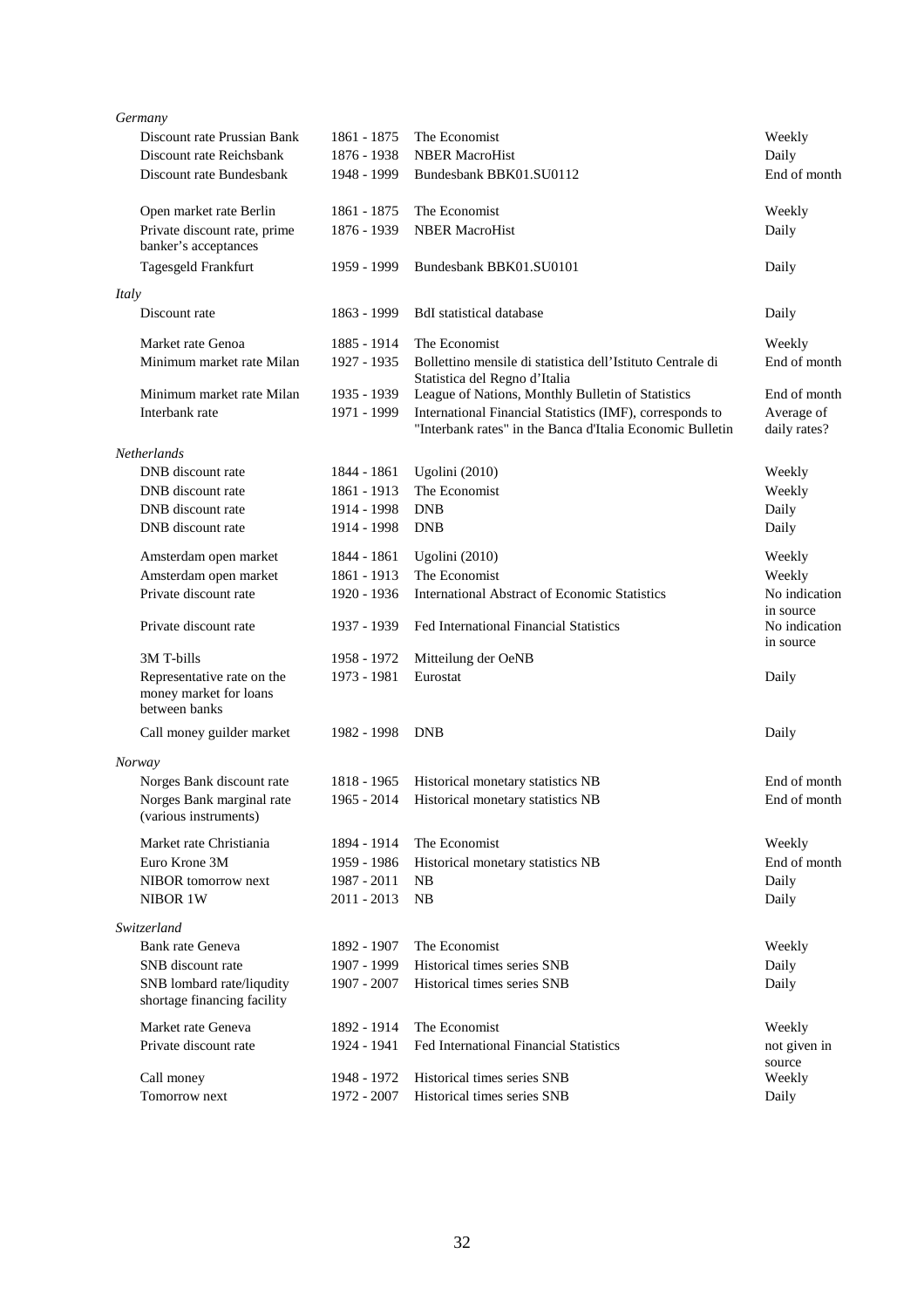| | | | |
|---|---|---|---|
| *Germany* | | | |
| Discount rate Prussian Bank | 1861 - 1875 | The Economist | Weekly |
| Discount rate Reichsbank | 1876 - 1938 | NBER MacroHist | Daily |
| Discount rate Bundesbank | 1948 - 1999 | Bundesbank BBK01.SU0112 | End of month |
| Open market rate Berlin | 1861 - 1875 | The Economist | Weekly |
| Private discount rate, prime banker's acceptances | 1876 - 1939 | NBER MacroHist | Daily |
| Tagesgeld Frankfurt | 1959 - 1999 | Bundesbank BBK01.SU0101 | Daily |
| *Italy* | | | |
| Discount rate | 1863 - 1999 | BdI statistical database | Daily |
| Market rate Genoa | 1885 - 1914 | The Economist | Weekly |
| Minimum market rate Milan | 1927 - 1935 | Bollettino mensile di statistica dell'Istituto Centrale di Statistica del Regno d'Italia | End of month |
| Minimum market rate Milan | 1935 - 1939 | League of Nations, Monthly Bulletin of Statistics | End of month |
| Interbank rate | 1971 - 1999 | International Financial Statistics (IMF), corresponds to "Interbank rates" in the Banca d'Italia Economic Bulletin | Average of daily rates? |
| *Netherlands* | | | |
| DNB discount rate | 1844 - 1861 | Ugolini (2010) | Weekly |
| DNB discount rate | 1861 - 1913 | The Economist | Weekly |
| DNB discount rate | 1914 - 1998 | DNB | Daily |
| DNB discount rate | 1914 - 1998 | DNB | Daily |
| Amsterdam open market | 1844 - 1861 | Ugolini (2010) | Weekly |
| Amsterdam open market | 1861 - 1913 | The Economist | Weekly |
| Private discount rate | 1920 - 1936 | International Abstract of Economic Statistics | No indication in source |
| Private discount rate | 1937 - 1939 | Fed International Financial Statistics | No indication in source |
| 3M T-bills | 1958 - 1972 | Mitteilung der OeNB | |
| Representative rate on the money market for loans between banks | 1973 - 1981 | Eurostat | Daily |
| Call money guilder market | 1982 - 1998 | DNB | Daily |
| *Norway* | | | |
| Norges Bank discount rate | 1818 - 1965 | Historical monetary statistics NB | End of month |
| Norges Bank marginal rate (various instruments) | 1965 - 2014 | Historical monetary statistics NB | End of month |
| Market rate Christiania | 1894 - 1914 | The Economist | Weekly |
| Euro Krone 3M | 1959 - 1986 | Historical monetary statistics NB | End of month |
| NIBOR tomorrow next | 1987 - 2011 | NB | Daily |
| NIBOR 1W | 2011 - 2013 | NB | Daily |
| *Switzerland* | | | |
| Bank rate Geneva | 1892 - 1907 | The Economist | Weekly |
| SNB discount rate | 1907 - 1999 | Historical times series SNB | Daily |
| SNB lombard rate/liqudity shortage financing facility | 1907 - 2007 | Historical times series SNB | Daily |
| Market rate Geneva | 1892 - 1914 | The Economist | Weekly |
| Private discount rate | 1924 - 1941 | Fed International Financial Statistics | not given in source |
| Call money | 1948 - 1972 | Historical times series SNB | Weekly |
| Tomorrow next | 1972 - 2007 | Historical times series SNB | Daily |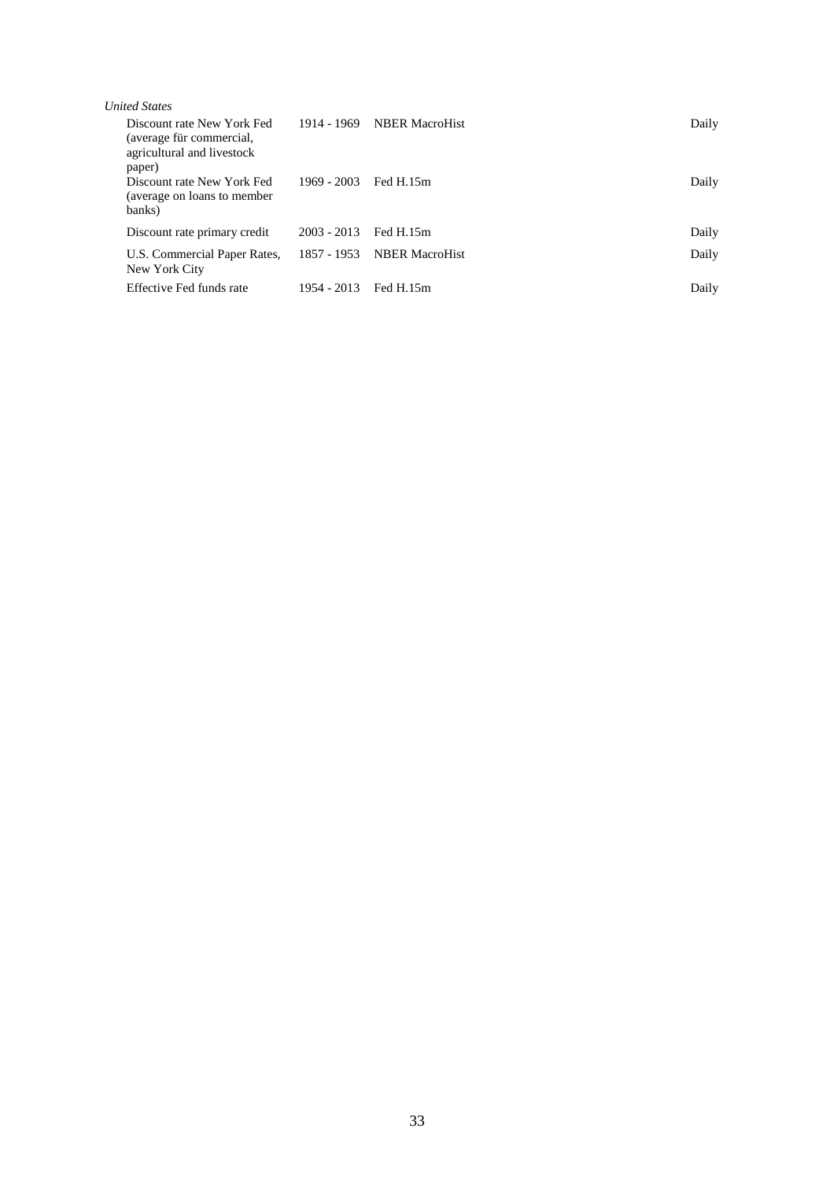*United States*

| | | | |
|---|---|---|---|
| Discount rate New York Fed (average für commercial, agricultural and livestock paper) | 1914 - 1969 | NBER MacroHist | Daily |
| Discount rate New York Fed (average on loans to member banks) | 1969 - 2003 | Fed H.15m | Daily |
| Discount rate primary credit | 2003 - 2013 | Fed H.15m | Daily |
| U.S. Commercial Paper Rates, New York City | 1857 - 1953 | NBER MacroHist | Daily |
| Effective Fed funds rate | 1954 - 2013 | Fed H.15m | Daily |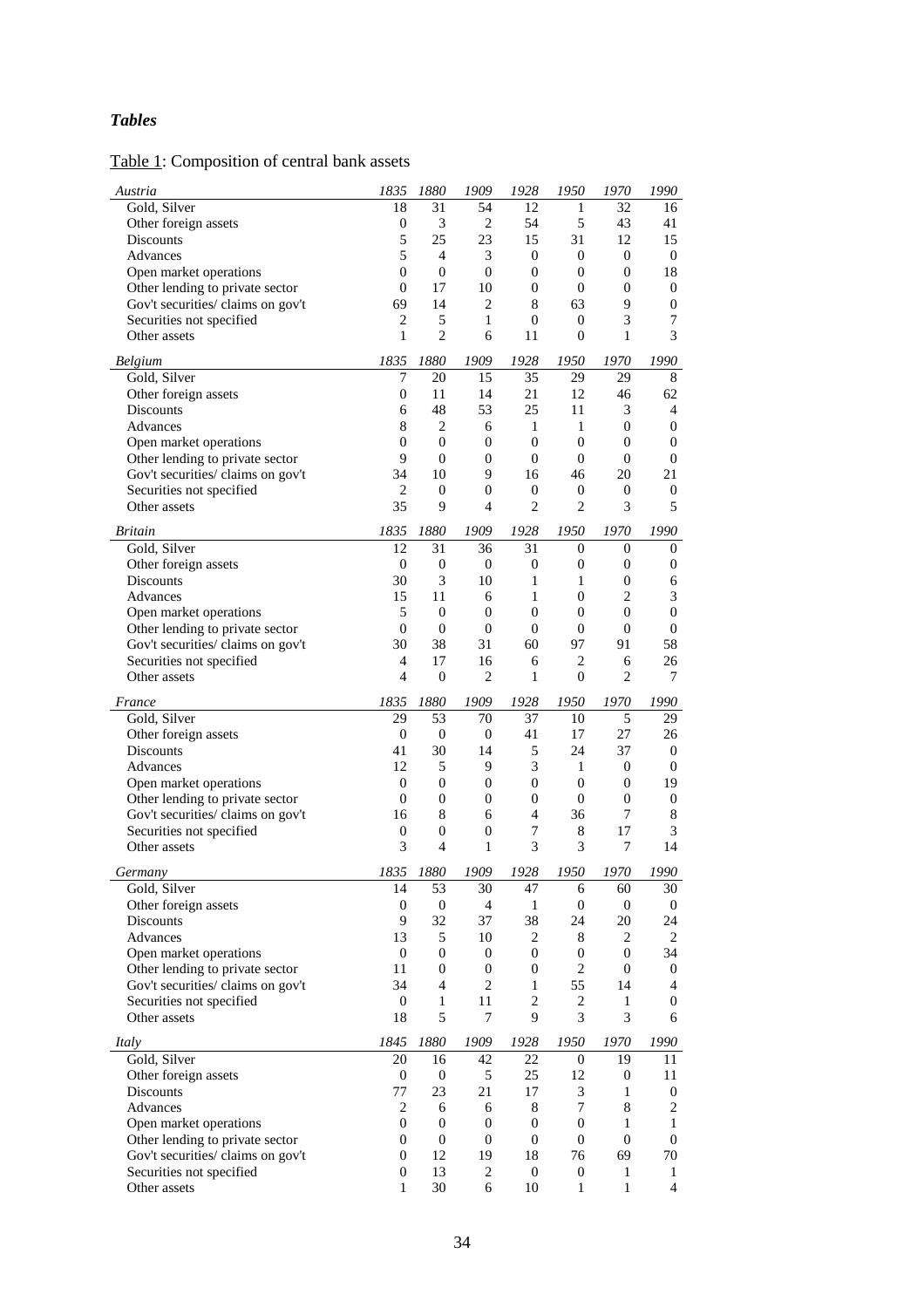## *Tables*

Table 1: Composition of central bank assets

| *Austria* | *1835* | *1880* | *1909* | *1928* | *1950* | *1970* | *1990* |
|---|---|---|---|---|---|---|---|
| Gold, Silver | 18 | 31 | 54 | 12 | 1 | 32 | 16 |
| Other foreign assets | 0 | 3 | 2 | 54 | 5 | 43 | 41 |
| Discounts | 5 | 25 | 23 | 15 | 31 | 12 | 15 |
| Advances | 5 | 4 | 3 | 0 | 0 | 0 | 0 |
| Open market operations | 0 | 0 | 0 | 0 | 0 | 0 | 18 |
| Other lending to private sector | 0 | 17 | 10 | 0 | 0 | 0 | 0 |
| Gov't securities/ claims on gov't | 69 | 14 | 2 | 8 | 63 | 9 | 0 |
| Securities not specified | 2 | 5 | 1 | 0 | 0 | 3 | 7 |
| Other assets | 1 | 2 | 6 | 11 | 0 | 1 | 3 |
| *Belgium* | *1835* | *1880* | *1909* | *1928* | *1950* | *1970* | *1990* |
| Gold, Silver | 7 | 20 | 15 | 35 | 29 | 29 | 8 |
| Other foreign assets | 0 | 11 | 14 | 21 | 12 | 46 | 62 |
| Discounts | 6 | 48 | 53 | 25 | 11 | 3 | 4 |
| Advances | 8 | 2 | 6 | 1 | 1 | 0 | 0 |
| Open market operations | 0 | 0 | 0 | 0 | 0 | 0 | 0 |
| Other lending to private sector | 9 | 0 | 0 | 0 | 0 | 0 | 0 |
| Gov't securities/ claims on gov't | 34 | 10 | 9 | 16 | 46 | 20 | 21 |
| Securities not specified | 2 | 0 | 0 | 0 | 0 | 0 | 0 |
| Other assets | 35 | 9 | 4 | 2 | 2 | 3 | 5 |
| *Britain* | *1835* | *1880* | *1909* | *1928* | *1950* | *1970* | *1990* |
| Gold, Silver | 12 | 31 | 36 | 31 | 0 | 0 | 0 |
| Other foreign assets | 0 | 0 | 0 | 0 | 0 | 0 | 0 |
| Discounts | 30 | 3 | 10 | 1 | 1 | 0 | 6 |
| Advances | 15 | 11 | 6 | 1 | 0 | 2 | 3 |
| Open market operations | 5 | 0 | 0 | 0 | 0 | 0 | 0 |
| Other lending to private sector | 0 | 0 | 0 | 0 | 0 | 0 | 0 |
| Gov't securities/ claims on gov't | 30 | 38 | 31 | 60 | 97 | 91 | 58 |
| Securities not specified | 4 | 17 | 16 | 6 | 2 | 6 | 26 |
| Other assets | 4 | 0 | 2 | 1 | 0 | 2 | 7 |
| *France* | *1835* | *1880* | *1909* | *1928* | *1950* | *1970* | *1990* |
| Gold, Silver | 29 | 53 | 70 | 37 | 10 | 5 | 29 |
| Other foreign assets | 0 | 0 | 0 | 41 | 17 | 27 | 26 |
| Discounts | 41 | 30 | 14 | 5 | 24 | 37 | 0 |
| Advances | 12 | 5 | 9 | 3 | 1 | 0 | 0 |
| Open market operations | 0 | 0 | 0 | 0 | 0 | 0 | 19 |
| Other lending to private sector | 0 | 0 | 0 | 0 | 0 | 0 | 0 |
| Gov't securities/ claims on gov't | 16 | 8 | 6 | 4 | 36 | 7 | 8 |
| Securities not specified | 0 | 0 | 0 | 7 | 8 | 17 | 3 |
| Other assets | 3 | 4 | 1 | 3 | 3 | 7 | 14 |
| *Germany* | *1835* | *1880* | *1909* | *1928* | *1950* | *1970* | *1990* |
| Gold, Silver | 14 | 53 | 30 | 47 | 6 | 60 | 30 |
| Other foreign assets | 0 | 0 | 4 | 1 | 0 | 0 | 0 |
| Discounts | 9 | 32 | 37 | 38 | 24 | 20 | 24 |
| Advances | 13 | 5 | 10 | 2 | 8 | 2 | 2 |
| Open market operations | 0 | 0 | 0 | 0 | 0 | 0 | 34 |
| Other lending to private sector | 11 | 0 | 0 | 0 | 2 | 0 | 0 |
| Gov't securities/ claims on gov't | 34 | 4 | 2 | 1 | 55 | 14 | 4 |
| Securities not specified | 0 | 1 | 11 | 2 | 2 | 1 | 0 |
| Other assets | 18 | 5 | 7 | 9 | 3 | 3 | 6 |
| *Italy* | *1845* | *1880* | *1909* | *1928* | *1950* | *1970* | *1990* |
| Gold, Silver | 20 | 16 | 42 | 22 | 0 | 19 | 11 |
| Other foreign assets | 0 | 0 | 5 | 25 | 12 | 0 | 11 |
| Discounts | 77 | 23 | 21 | 17 | 3 | 1 | 0 |
| Advances | 2 | 6 | 6 | 8 | 7 | 8 | 2 |
| Open market operations | 0 | 0 | 0 | 0 | 0 | 1 | 1 |
| Other lending to private sector | 0 | 0 | 0 | 0 | 0 | 0 | 0 |
| Gov't securities/ claims on gov't | 0 | 12 | 19 | 18 | 76 | 69 | 70 |
| Securities not specified | 0 | 13 | 2 | 0 | 0 | 1 | 1 |
| Other assets | 1 | 30 | 6 | 10 | 1 | 1 | 4 |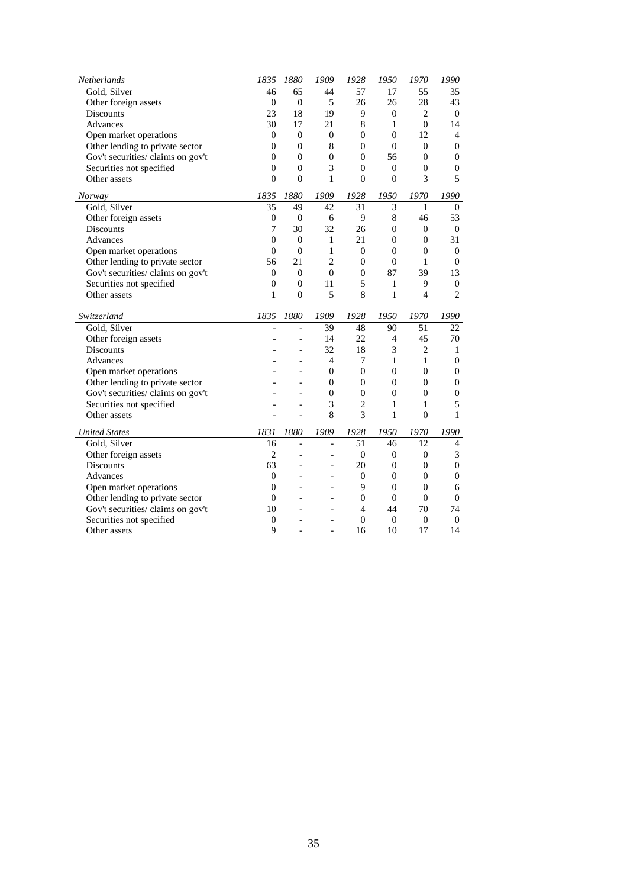| *Netherlands* | *1835* | *1880* | *1909* | *1928* | *1950* | *1970* | *1990* |
|---|---|---|---|---|---|---|---|
| Gold, Silver | 46 | 65 | 44 | 57 | 17 | 55 | 35 |
| Other foreign assets | 0 | 0 | 5 | 26 | 26 | 28 | 43 |
| Discounts | 23 | 18 | 19 | 9 | 0 | 2 | 0 |
| Advances | 30 | 17 | 21 | 8 | 1 | 0 | 14 |
| Open market operations | 0 | 0 | 0 | 0 | 0 | 12 | 4 |
| Other lending to private sector | 0 | 0 | 8 | 0 | 0 | 0 | 0 |
| Gov't securities/ claims on gov't | 0 | 0 | 0 | 0 | 56 | 0 | 0 |
| Securities not specified | 0 | 0 | 3 | 0 | 0 | 0 | 0 |
| Other assets | 0 | 0 | 1 | 0 | 0 | 3 | 5 |

| *Norway* | *1835* | *1880* | *1909* | *1928* | *1950* | *1970* | *1990* |
|---|---|---|---|---|---|---|---|
| Gold, Silver | 35 | 49 | 42 | 31 | 3 | 1 | 0 |
| Other foreign assets | 0 | 0 | 6 | 9 | 8 | 46 | 53 |
| Discounts | 7 | 30 | 32 | 26 | 0 | 0 | 0 |
| Advances | 0 | 0 | 1 | 21 | 0 | 0 | 31 |
| Open market operations | 0 | 0 | 1 | 0 | 0 | 0 | 0 |
| Other lending to private sector | 56 | 21 | 2 | 0 | 0 | 1 | 0 |
| Gov't securities/ claims on gov't | 0 | 0 | 0 | 0 | 87 | 39 | 13 |
| Securities not specified | 0 | 0 | 11 | 5 | 1 | 9 | 0 |
| Other assets | 1 | 0 | 5 | 8 | 1 | 4 | 2 |

| *Switzerland* | *1835* | *1880* | *1909* | *1928* | *1950* | *1970* | *1990* |
|---|---|---|---|---|---|---|---|
| Gold, Silver | - | - | 39 | 48 | 90 | 51 | 22 |
| Other foreign assets | - | - | 14 | 22 | 4 | 45 | 70 |
| Discounts | - | - | 32 | 18 | 3 | 2 | 1 |
| Advances | - | - | 4 | 7 | 1 | 1 | 0 |
| Open market operations | - | - | 0 | 0 | 0 | 0 | 0 |
| Other lending to private sector | - | - | 0 | 0 | 0 | 0 | 0 |
| Gov't securities/ claims on gov't | - | - | 0 | 0 | 0 | 0 | 0 |
| Securities not specified | - | - | 3 | 2 | 1 | 1 | 5 |
| Other assets | - | - | 8 | 3 | 1 | 0 | 1 |

| *United States* | *1831* | *1880* | *1909* | *1928* | *1950* | *1970* | *1990* |
|---|---|---|---|---|---|---|---|
| Gold, Silver | 16 | - | - | 51 | 46 | 12 | 4 |
| Other foreign assets | 2 | - | - | 0 | 0 | 0 | 3 |
| Discounts | 63 | - | - | 20 | 0 | 0 | 0 |
| Advances | 0 | - | - | 0 | 0 | 0 | 0 |
| Open market operations | 0 | - | - | 9 | 0 | 0 | 6 |
| Other lending to private sector | 0 | - | - | 0 | 0 | 0 | 0 |
| Gov't securities/ claims on gov't | 10 | - | - | 4 | 44 | 70 | 74 |
| Securities not specified | 0 | - | - | 0 | 0 | 0 | 0 |
| Other assets | 9 | - | - | 16 | 10 | 17 | 14 |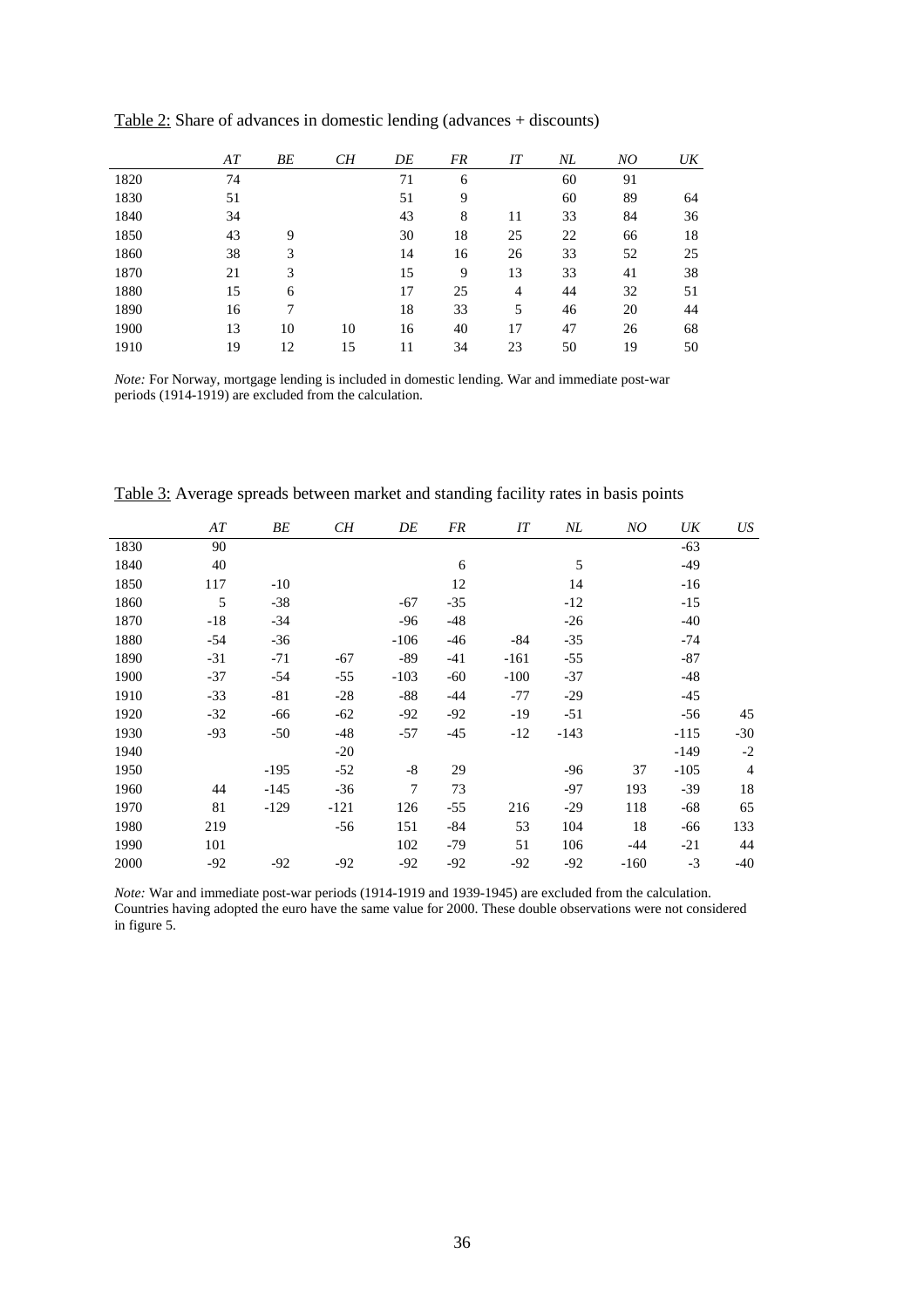Table 2: Share of advances in domestic lending (advances + discounts)

| | *AT* | *BE* | *CH* | *DE* | *FR* | *IT* | *NL* | *NO* | *UK* |
|---|---|---|---|---|---|---|---|---|---|
| 1820 | 74 | | | 71 | 6 | | 60 | 91 | |
| 1830 | 51 | | | 51 | 9 | | 60 | 89 | 64 |
| 1840 | 34 | | | 43 | 8 | 11 | 33 | 84 | 36 |
| 1850 | 43 | 9 | | 30 | 18 | 25 | 22 | 66 | 18 |
| 1860 | 38 | 3 | | 14 | 16 | 26 | 33 | 52 | 25 |
| 1870 | 21 | 3 | | 15 | 9 | 13 | 33 | 41 | 38 |
| 1880 | 15 | 6 | | 17 | 25 | 4 | 44 | 32 | 51 |
| 1890 | 16 | 7 | | 18 | 33 | 5 | 46 | 20 | 44 |
| 1900 | 13 | 10 | 10 | 16 | 40 | 17 | 47 | 26 | 68 |
| 1910 | 19 | 12 | 15 | 11 | 34 | 23 | 50 | 19 | 50 |

*Note:* For Norway, mortgage lending is included in domestic lending. War and immediate post-war periods (1914-1919) are excluded from the calculation.

Table 3: Average spreads between market and standing facility rates in basis points

| | *AT* | *BE* | *CH* | *DE* | *FR* | *IT* | *NL* | *NO* | *UK* | *US* |
|---|---|---|---|---|---|---|---|---|---|---|
| 1830 | 90 | | | | | | | | -63 | |
| 1840 | 40 | | | | 6 | | 5 | | -49 | |
| 1850 | 117 | -10 | | | 12 | | 14 | | -16 | |
| 1860 | 5 | -38 | | -67 | -35 | | -12 | | -15 | |
| 1870 | -18 | -34 | | -96 | -48 | | -26 | | -40 | |
| 1880 | -54 | -36 | | -106 | -46 | -84 | -35 | | -74 | |
| 1890 | -31 | -71 | -67 | -89 | -41 | -161 | -55 | | -87 | |
| 1900 | -37 | -54 | -55 | -103 | -60 | -100 | -37 | | -48 | |
| 1910 | -33 | -81 | -28 | -88 | -44 | -77 | -29 | | -45 | |
| 1920 | -32 | -66 | -62 | -92 | -92 | -19 | -51 | | -56 | 45 |
| 1930 | -93 | -50 | -48 | -57 | -45 | -12 | -143 | | -115 | -30 |
| 1940 | | | -20 | | | | | | -149 | -2 |
| 1950 | | -195 | -52 | -8 | 29 | | -96 | 37 | -105 | 4 |
| 1960 | 44 | -145 | -36 | 7 | 73 | | -97 | 193 | -39 | 18 |
| 1970 | 81 | -129 | -121 | 126 | -55 | 216 | -29 | 118 | -68 | 65 |
| 1980 | 219 | | -56 | 151 | -84 | 53 | 104 | 18 | -66 | 133 |
| 1990 | 101 | | | 102 | -79 | 51 | 106 | -44 | -21 | 44 |
| 2000 | -92 | -92 | -92 | -92 | -92 | -92 | -92 | -160 | -3 | -40 |

*Note:* War and immediate post-war periods (1914-1919 and 1939-1945) are excluded from the calculation. Countries having adopted the euro have the same value for 2000. These double observations were not considered in figure 5.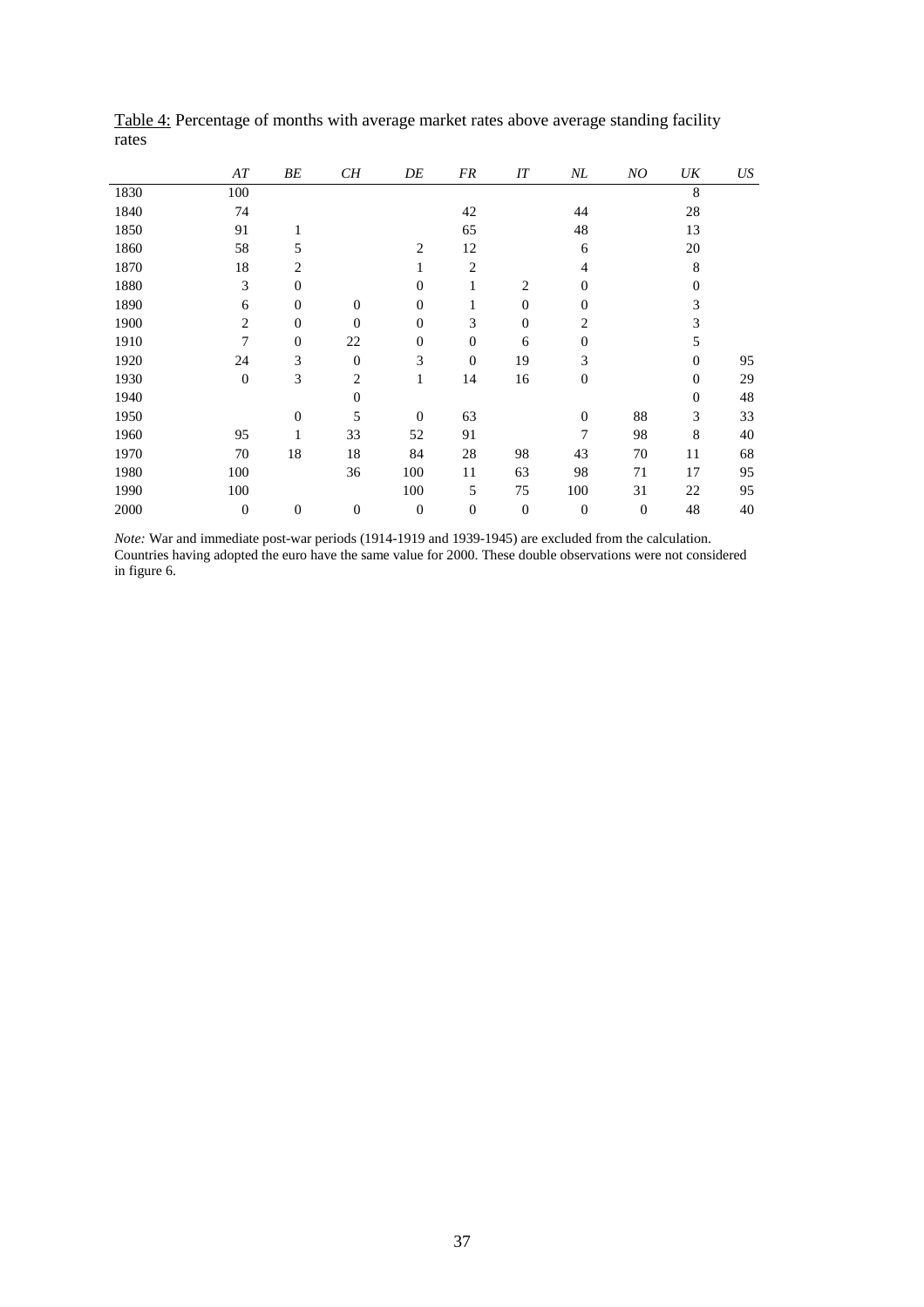Table 4: Percentage of months with average market rates above average standing facility rates

| | *AT* | *BE* | *CH* | *DE* | *FR* | *IT* | *NL* | *NO* | *UK* | *US* |
|---|---|---|---|---|---|---|---|---|---|---|
| 1830 | 100 | | | | | | | | 8 | |
| 1840 | 74 | | | | 42 | | 44 | | 28 | |
| 1850 | 91 | 1 | | | 65 | | 48 | | 13 | |
| 1860 | 58 | 5 | | 2 | 12 | | 6 | | 20 | |
| 1870 | 18 | 2 | | 1 | 2 | | 4 | | 8 | |
| 1880 | 3 | 0 | | 0 | 1 | 2 | 0 | | 0 | |
| 1890 | 6 | 0 | 0 | 0 | 1 | 0 | 0 | | 3 | |
| 1900 | 2 | 0 | 0 | 0 | 3 | 0 | 2 | | 3 | |
| 1910 | 7 | 0 | 22 | 0 | 0 | 6 | 0 | | 5 | |
| 1920 | 24 | 3 | 0 | 3 | 0 | 19 | 3 | | 0 | 95 |
| 1930 | 0 | 3 | 2 | 1 | 14 | 16 | 0 | | 0 | 29 |
| 1940 | | | 0 | | | | | | 0 | 48 |
| 1950 | | 0 | 5 | 0 | 63 | | 0 | 88 | 3 | 33 |
| 1960 | 95 | 1 | 33 | 52 | 91 | | 7 | 98 | 8 | 40 |
| 1970 | 70 | 18 | 18 | 84 | 28 | 98 | 43 | 70 | 11 | 68 |
| 1980 | 100 | | 36 | 100 | 11 | 63 | 98 | 71 | 17 | 95 |
| 1990 | 100 | | | 100 | 5 | 75 | 100 | 31 | 22 | 95 |
| 2000 | 0 | 0 | 0 | 0 | 0 | 0 | 0 | 0 | 48 | 40 |

*Note:* War and immediate post-war periods (1914-1919 and 1939-1945) are excluded from the calculation. Countries having adopted the euro have the same value for 2000. These double observations were not considered in figure 6.